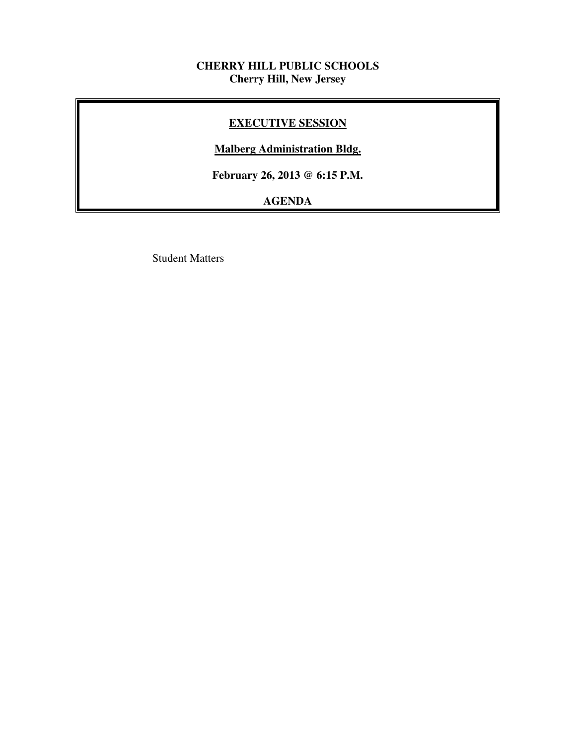**CHERRY HILL PUBLIC SCHOOLS**
**Cherry Hill, New Jersey**

## EXECUTIVE SESSION

**Malberg Administration Bldg.**

**February 26, 2013 @ 6:15 P.M.**

**AGENDA**

Student Matters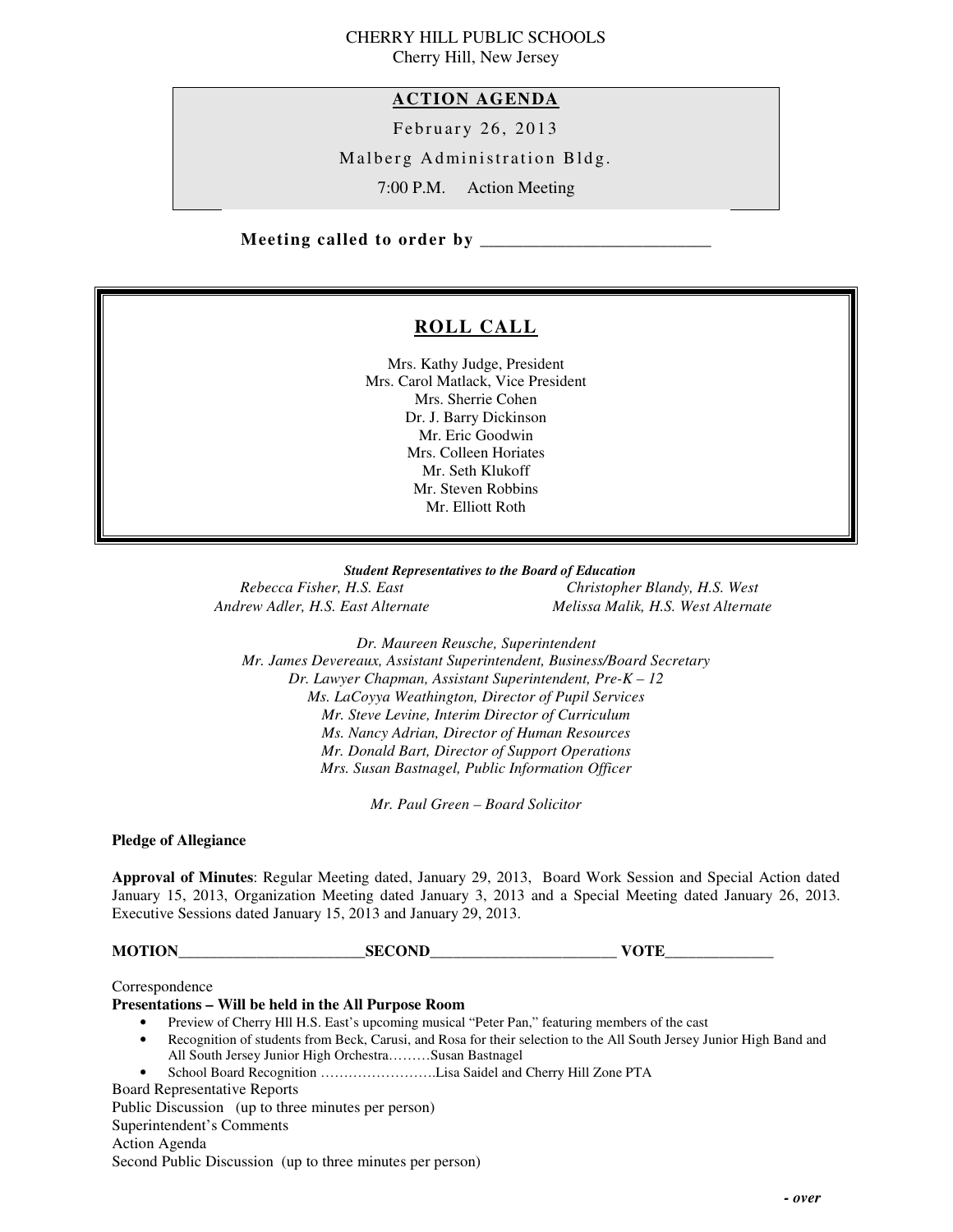CHERRY HILL PUBLIC SCHOOLS
Cherry Hill, New Jersey

## ACTION AGENDA

February 26, 2013

Malberg Administration Bldg.

7:00 P.M. Action Meeting

**Meeting called to order by \_\_\_\_\_\_\_\_\_\_\_\_\_\_\_\_\_\_\_\_\_\_\_\_\_\_**

## ROLL CALL

Mrs. Kathy Judge, President
Mrs. Carol Matlack, Vice President
Mrs. Sherrie Cohen
Dr. J. Barry Dickinson
Mr. Eric Goodwin
Mrs. Colleen Horiates
Mr. Seth Klukoff
Mr. Steven Robbins
Mr. Elliott Roth

***Student Representatives to the Board of Education***

*Rebecca Fisher, H.S. East*
*Andrew Adler, H.S. East Alternate*
*Christopher Blandy, H.S. West*
*Melissa Malik, H.S. West Alternate*

*Dr. Maureen Reusche, Superintendent*
*Mr. James Devereaux, Assistant Superintendent, Business/Board Secretary*
*Dr. Lawyer Chapman, Assistant Superintendent, Pre-K – 12*
*Ms. LaCoyya Weathington, Director of Pupil Services*
*Mr. Steve Levine, Interim Director of Curriculum*
*Ms. Nancy Adrian, Director of Human Resources*
*Mr. Donald Bart, Director of Support Operations*
*Mrs. Susan Bastnagel, Public Information Officer*

*Mr. Paul Green – Board Solicitor*

**Pledge of Allegiance**

**Approval of Minutes**: Regular Meeting dated, January 29, 2013, Board Work Session and Special Action dated January 15, 2013, Organization Meeting dated January 3, 2013 and a Special Meeting dated January 26, 2013. Executive Sessions dated January 15, 2013 and January 29, 2013.

**MOTION\_\_\_\_\_\_\_\_\_\_\_\_\_\_\_\_\_\_\_\_\_\_\_\_SECOND\_\_\_\_\_\_\_\_\_\_\_\_\_\_\_\_\_\_\_\_\_\_\_\_ VOTE\_\_\_\_\_\_\_\_\_\_\_\_\_\_**

Correspondence

**Presentations – Will be held in the All Purpose Room**

- Preview of Cherry Hll H.S. East's upcoming musical "Peter Pan," featuring members of the cast
- Recognition of students from Beck, Carusi, and Rosa for their selection to the All South Jersey Junior High Band and All South Jersey Junior High Orchestra………Susan Bastnagel
- School Board Recognition …………………….Lisa Saidel and Cherry Hill Zone PTA

Board Representative Reports
Public Discussion (up to three minutes per person)
Superintendent's Comments
Action Agenda
Second Public Discussion (up to three minutes per person)

***- over***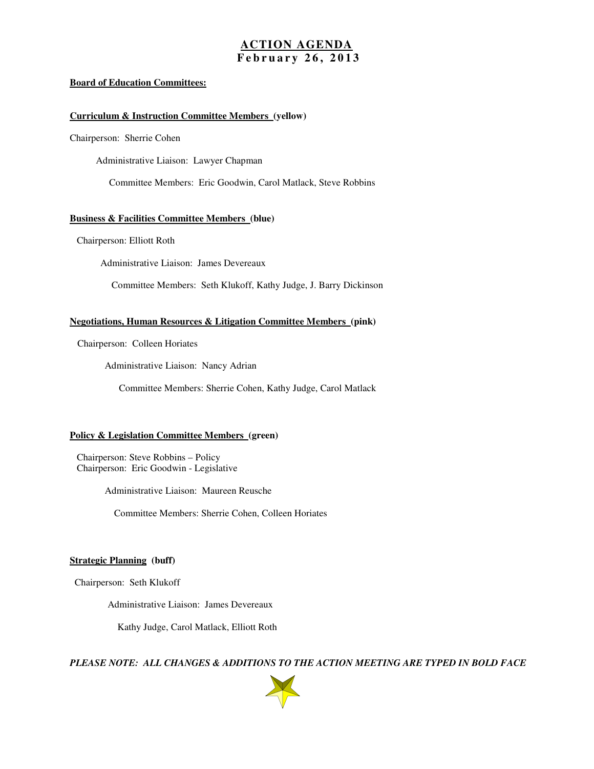# ACTION AGENDA
## February 26, 2013

**Board of Education Committees:**

**Curriculum & Instruction Committee Members (yellow)**

Chairperson: Sherrie Cohen

Administrative Liaison: Lawyer Chapman

Committee Members: Eric Goodwin, Carol Matlack, Steve Robbins

**Business & Facilities Committee Members (blue)**

Chairperson: Elliott Roth

Administrative Liaison: James Devereaux

Committee Members: Seth Klukoff, Kathy Judge, J. Barry Dickinson

**Negotiations, Human Resources & Litigation Committee Members (pink)**

Chairperson: Colleen Horiates

Administrative Liaison: Nancy Adrian

Committee Members: Sherrie Cohen, Kathy Judge, Carol Matlack

**Policy & Legislation Committee Members (green)**

Chairperson: Steve Robbins – Policy
Chairperson: Eric Goodwin - Legislative

Administrative Liaison: Maureen Reusche

Committee Members: Sherrie Cohen, Colleen Horiates

**Strategic Planning (buff)**

Chairperson: Seth Klukoff

Administrative Liaison: James Devereaux

Kathy Judge, Carol Matlack, Elliott Roth

***PLEASE NOTE: ALL CHANGES & ADDITIONS TO THE ACTION MEETING ARE TYPED IN BOLD FACE***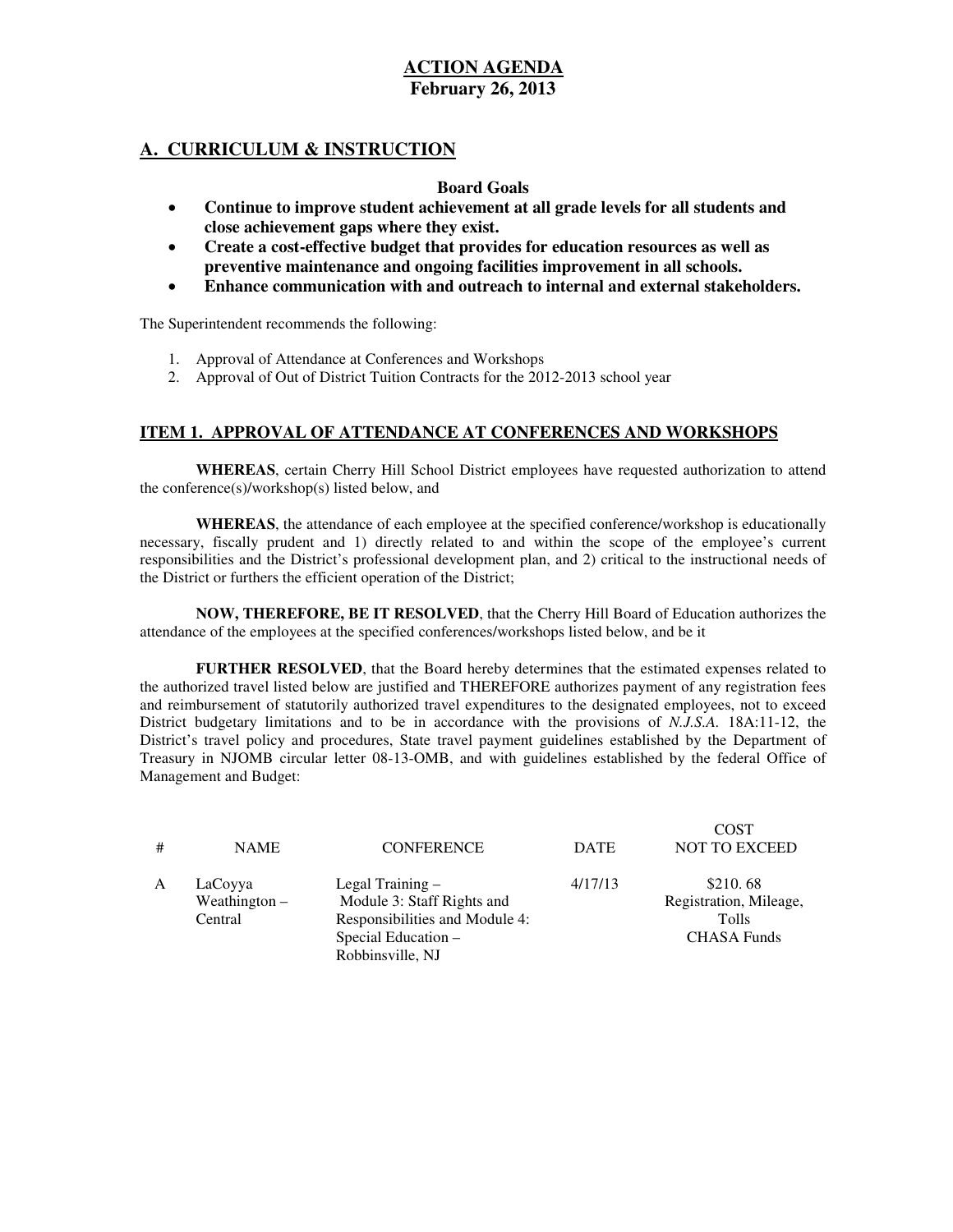# ACTION AGENDA

**February 26, 2013**

## A. CURRICULUM & INSTRUCTION

**Board Goals**

- **Continue to improve student achievement at all grade levels for all students and close achievement gaps where they exist.**
- **Create a cost-effective budget that provides for education resources as well as preventive maintenance and ongoing facilities improvement in all schools.**
- **Enhance communication with and outreach to internal and external stakeholders.**

The Superintendent recommends the following:

1. Approval of Attendance at Conferences and Workshops
2. Approval of Out of District Tuition Contracts for the 2012-2013 school year

### ITEM 1. APPROVAL OF ATTENDANCE AT CONFERENCES AND WORKSHOPS

**WHEREAS**, certain Cherry Hill School District employees have requested authorization to attend the conference(s)/workshop(s) listed below, and

**WHEREAS**, the attendance of each employee at the specified conference/workshop is educationally necessary, fiscally prudent and 1) directly related to and within the scope of the employee's current responsibilities and the District's professional development plan, and 2) critical to the instructional needs of the District or furthers the efficient operation of the District;

**NOW, THEREFORE, BE IT RESOLVED**, that the Cherry Hill Board of Education authorizes the attendance of the employees at the specified conferences/workshops listed below, and be it

**FURTHER RESOLVED**, that the Board hereby determines that the estimated expenses related to the authorized travel listed below are justified and THEREFORE authorizes payment of any registration fees and reimbursement of statutorily authorized travel expenditures to the designated employees, not to exceed District budgetary limitations and to be in accordance with the provisions of *N.J.S.A.* 18A:11-12, the District's travel policy and procedures, State travel payment guidelines established by the Department of Treasury in NJOMB circular letter 08-13-OMB, and with guidelines established by the federal Office of Management and Budget:

| # | NAME | CONFERENCE | DATE | COST NOT TO EXCEED |
|---|---|---|---|---|
| A | LaCoyya Weathington – Central | Legal Training – Module 3: Staff Rights and Responsibilities and Module 4: Special Education – Robbinsville, NJ | 4/17/13 | $210. 68 Registration, Mileage, Tolls CHASA Funds |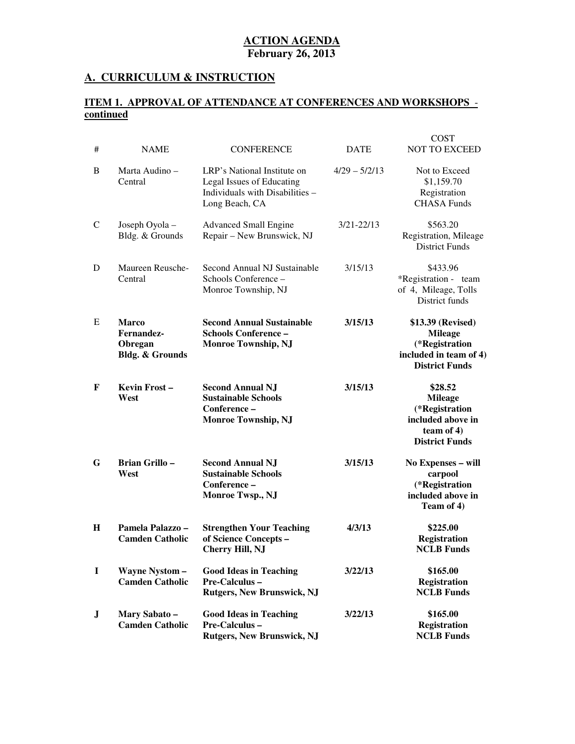# ACTION AGENDA
## February 26, 2013

## A. CURRICULUM & INSTRUCTION

### ITEM 1. APPROVAL OF ATTENDANCE AT CONFERENCES AND WORKSHOPS - continued

| # | NAME | CONFERENCE | DATE | COST NOT TO EXCEED |
|---|---|---|---|---|
| B | Marta Audino – Central | LRP's National Institute on Legal Issues of Educating Individuals with Disabilities – Long Beach, CA | 4/29 – 5/2/13 | Not to Exceed $1,159.70 Registration CHASA Funds |
| C | Joseph Oyola – Bldg. & Grounds | Advanced Small Engine Repair – New Brunswick, NJ | 3/21-22/13 | $563.20 Registration, Mileage District Funds |
| D | Maureen Reusche- Central | Second Annual NJ Sustainable Schools Conference – Monroe Township, NJ | 3/15/13 | $433.96 *Registration - team of 4, Mileage, Tolls District funds |
| **E** | **Marco Fernandez- Obregan Bldg. & Grounds** | **Second Annual Sustainable Schools Conference – Monroe Township, NJ** | **3/15/13** | **$13.39 (Revised) Mileage (*Registration included in team of 4) District Funds** |
| **F** | **Kevin Frost – West** | **Second Annual NJ Sustainable Schools Conference – Monroe Township, NJ** | **3/15/13** | **$28.52 Mileage (*Registration included above in team of 4) District Funds** |
| **G** | **Brian Grillo – West** | **Second Annual NJ Sustainable Schools Conference – Monroe Twsp., NJ** | **3/15/13** | **No Expenses – will carpool (*Registration included above in Team of 4)** |
| **H** | **Pamela Palazzo – Camden Catholic** | **Strengthen Your Teaching of Science Concepts – Cherry Hill, NJ** | **4/3/13** | **$225.00 Registration NCLB Funds** |
| **I** | **Wayne Nystom – Camden Catholic** | **Good Ideas in Teaching Pre-Calculus – Rutgers, New Brunswick, NJ** | **3/22/13** | **$165.00 Registration NCLB Funds** |
| **J** | **Mary Sabato – Camden Catholic** | **Good Ideas in Teaching Pre-Calculus – Rutgers, New Brunswick, NJ** | **3/22/13** | **$165.00 Registration NCLB Funds** |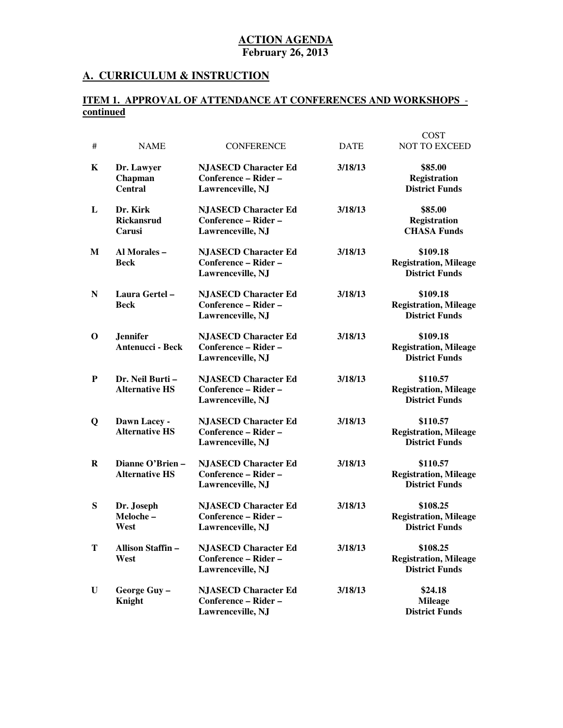# ACTION AGENDA
**February 26, 2013**

## A. CURRICULUM & INSTRUCTION

### ITEM 1. APPROVAL OF ATTENDANCE AT CONFERENCES AND WORKSHOPS - continued

| # | NAME | CONFERENCE | DATE | COST NOT TO EXCEED |
|---|---|---|---|---|
| **K** | **Dr. Lawyer Chapman Central** | **NJASECD Character Ed Conference – Rider – Lawrenceville, NJ** | **3/18/13** | **$85.00 Registration District Funds** |
| **L** | **Dr. Kirk Rickansrud Carusi** | **NJASECD Character Ed Conference – Rider – Lawrenceville, NJ** | **3/18/13** | **$85.00 Registration CHASA Funds** |
| **M** | **Al Morales – Beck** | **NJASECD Character Ed Conference – Rider – Lawrenceville, NJ** | **3/18/13** | **$109.18 Registration, Mileage District Funds** |
| **N** | **Laura Gertel – Beck** | **NJASECD Character Ed Conference – Rider – Lawrenceville, NJ** | **3/18/13** | **$109.18 Registration, Mileage District Funds** |
| **O** | **Jennifer Antenucci - Beck** | **NJASECD Character Ed Conference – Rider – Lawrenceville, NJ** | **3/18/13** | **$109.18 Registration, Mileage District Funds** |
| **P** | **Dr. Neil Burti – Alternative HS** | **NJASECD Character Ed Conference – Rider – Lawrenceville, NJ** | **3/18/13** | **$110.57 Registration, Mileage District Funds** |
| **Q** | **Dawn Lacey - Alternative HS** | **NJASECD Character Ed Conference – Rider – Lawrenceville, NJ** | **3/18/13** | **$110.57 Registration, Mileage District Funds** |
| **R** | **Dianne O'Brien – Alternative HS** | **NJASECD Character Ed Conference – Rider – Lawrenceville, NJ** | **3/18/13** | **$110.57 Registration, Mileage District Funds** |
| **S** | **Dr. Joseph Meloche – West** | **NJASECD Character Ed Conference – Rider – Lawrenceville, NJ** | **3/18/13** | **$108.25 Registration, Mileage District Funds** |
| **T** | **Allison Staffin – West** | **NJASECD Character Ed Conference – Rider – Lawrenceville, NJ** | **3/18/13** | **$108.25 Registration, Mileage District Funds** |
| **U** | **George Guy – Knight** | **NJASECD Character Ed Conference – Rider – Lawrenceville, NJ** | **3/18/13** | **$24.18 Mileage District Funds** |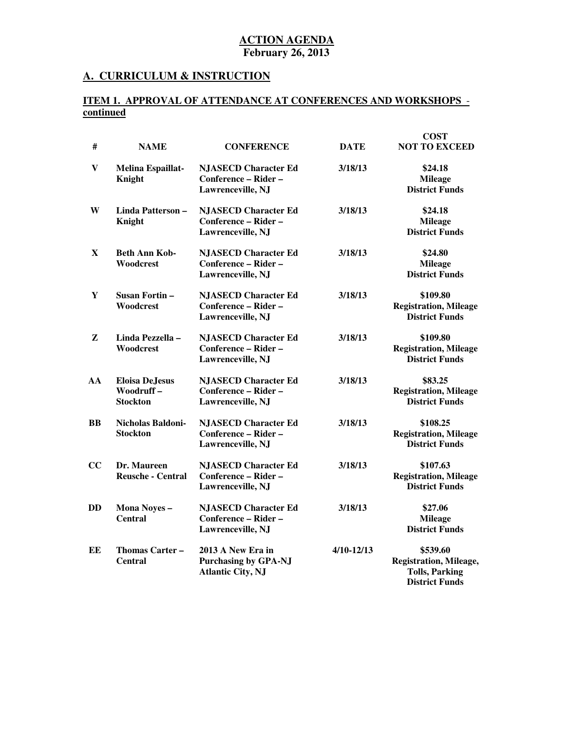**ACTION AGENDA**
**February 26, 2013**

## A. CURRICULUM & INSTRUCTION

### ITEM 1. APPROVAL OF ATTENDANCE AT CONFERENCES AND WORKSHOPS - continued

| # | NAME | CONFERENCE | DATE | COST NOT TO EXCEED |
|---|---|---|---|---|
| V | Melina Espaillat-Knight | NJASECD Character Ed Conference – Rider – Lawrenceville, NJ | 3/18/13 | $24.18 Mileage District Funds |
| W | Linda Patterson – Knight | NJASECD Character Ed Conference – Rider – Lawrenceville, NJ | 3/18/13 | $24.18 Mileage District Funds |
| X | Beth Ann Kob-Woodcrest | NJASECD Character Ed Conference – Rider – Lawrenceville, NJ | 3/18/13 | $24.80 Mileage District Funds |
| Y | Susan Fortin – Woodcrest | NJASECD Character Ed Conference – Rider – Lawrenceville, NJ | 3/18/13 | $109.80 Registration, Mileage District Funds |
| Z | Linda Pezzella – Woodcrest | NJASECD Character Ed Conference – Rider – Lawrenceville, NJ | 3/18/13 | $109.80 Registration, Mileage District Funds |
| AA | Eloisa DeJesus Woodruff – Stockton | NJASECD Character Ed Conference – Rider – Lawrenceville, NJ | 3/18/13 | $83.25 Registration, Mileage District Funds |
| BB | Nicholas Baldoni-Stockton | NJASECD Character Ed Conference – Rider – Lawrenceville, NJ | 3/18/13 | $108.25 Registration, Mileage District Funds |
| CC | Dr. Maureen Reusche - Central | NJASECD Character Ed Conference – Rider – Lawrenceville, NJ | 3/18/13 | $107.63 Registration, Mileage District Funds |
| DD | Mona Noyes – Central | NJASECD Character Ed Conference – Rider – Lawrenceville, NJ | 3/18/13 | $27.06 Mileage District Funds |
| EE | Thomas Carter – Central | 2013 A New Era in Purchasing by GPA-NJ Atlantic City, NJ | 4/10-12/13 | $539.60 Registration, Mileage, Tolls, Parking District Funds |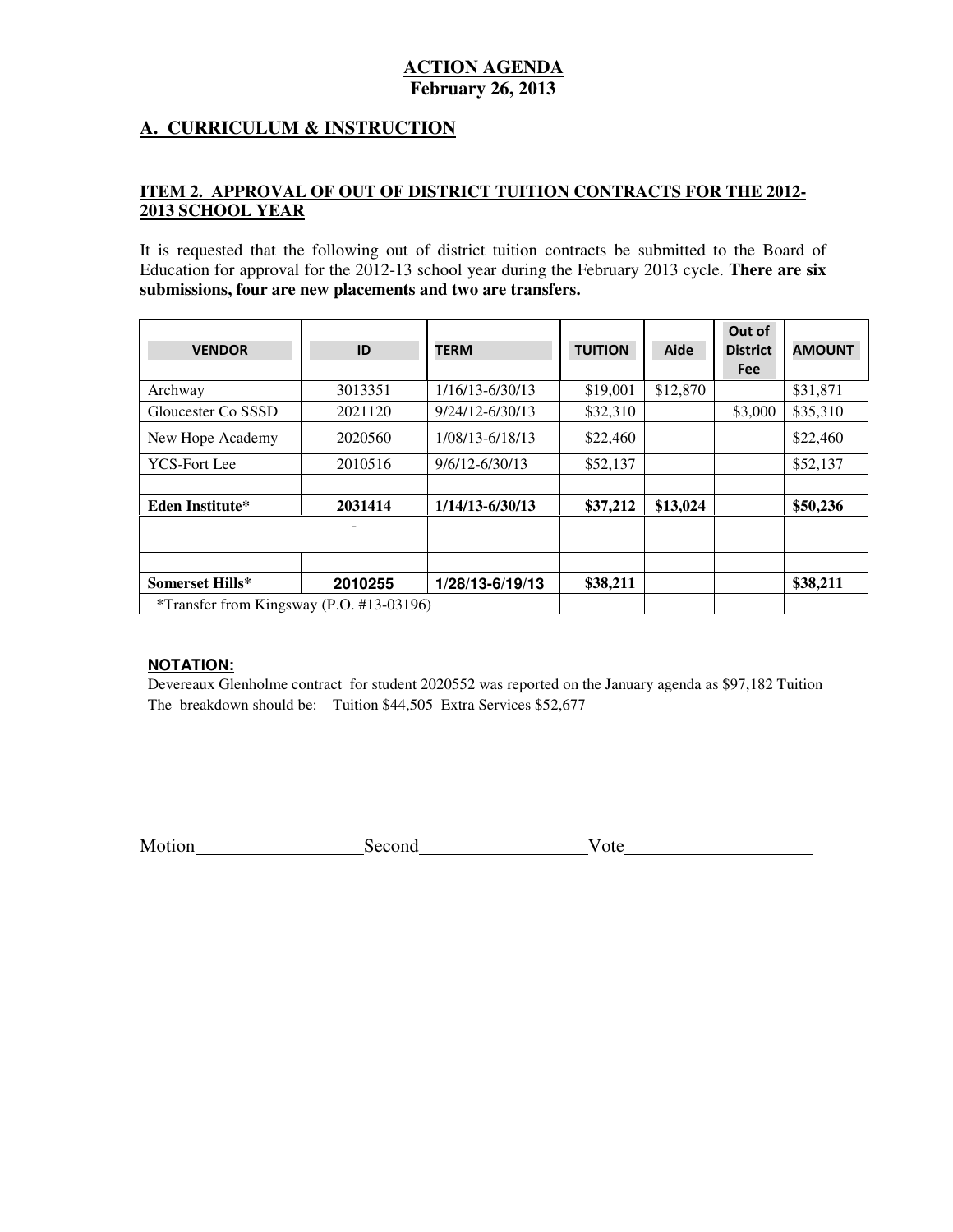# ACTION AGENDA
**February 26, 2013**

## A. CURRICULUM & INSTRUCTION

**ITEM 2. APPROVAL OF OUT OF DISTRICT TUITION CONTRACTS FOR THE 2012-2013 SCHOOL YEAR**

It is requested that the following out of district tuition contracts be submitted to the Board of Education for approval for the 2012-13 school year during the February 2013 cycle. **There are six submissions, four are new placements and two are transfers.**

| VENDOR | ID | TERM | TUITION | Aide | Out of District Fee | AMOUNT |
|---|---|---|---|---|---|---|
| Archway | 3013351 | 1/16/13-6/30/13 | $19,001 | $12,870 | | $31,871 |
| Gloucester Co SSSD | 2021120 | 9/24/12-6/30/13 | $32,310 | | $3,000 | $35,310 |
| New Hope Academy | 2020560 | 1/08/13-6/18/13 | $22,460 | | | $22,460 |
| YCS-Fort Lee | 2010516 | 9/6/12-6/30/13 | $52,137 | | | $52,137 |
| | | | | | | |
| **Eden Institute*** | **2031414** | **1/14/13-6/30/13** | **$37,212** | **$13,024** | | **$50,236** |
| | - | | | | | |
| | | | | | | |
| **Somerset Hills*** | **2010255** | **1/28/13-6/19/13** | **$38,211** | | | **$38,211** |
| *Transfer from Kingsway (P.O. #13-03196) | | | | | | |

**NOTATION:**

Devereaux Glenholme contract for student 2020552 was reported on the January agenda as $97,182 Tuition
The breakdown should be: Tuition $44,505 Extra Services $52,677

Motion__________________ Second__________________ Vote____________________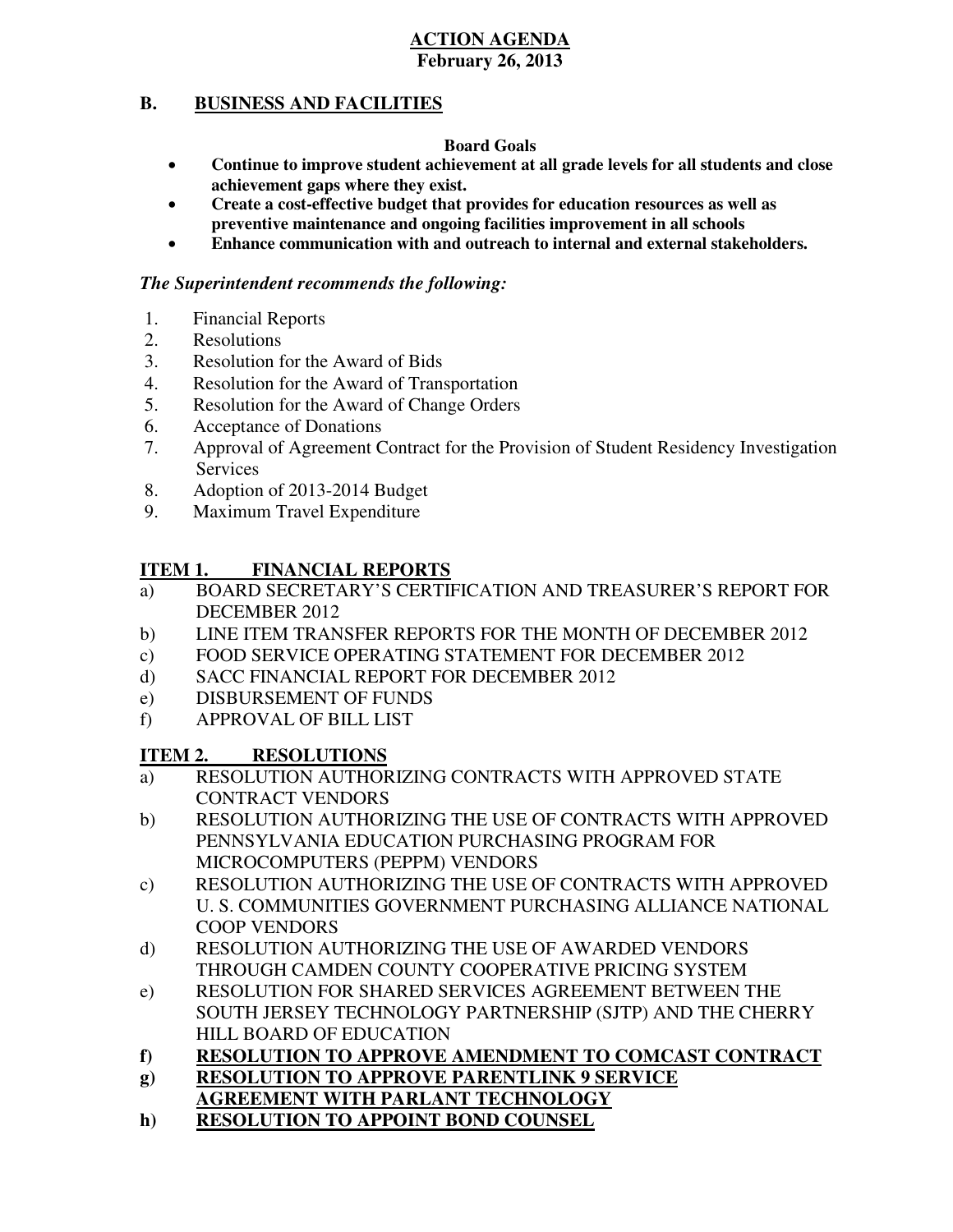# ACTION AGENDA
**February 26, 2013**

## B. BUSINESS AND FACILITIES

**Board Goals**

- **Continue to improve student achievement at all grade levels for all students and close achievement gaps where they exist.**
- **Create a cost-effective budget that provides for education resources as well as preventive maintenance and ongoing facilities improvement in all schools**
- **Enhance communication with and outreach to internal and external stakeholders.**

***The Superintendent recommends the following:***

1. Financial Reports
2. Resolutions
3. Resolution for the Award of Bids
4. Resolution for the Award of Transportation
5. Resolution for the Award of Change Orders
6. Acceptance of Donations
7. Approval of Agreement Contract for the Provision of Student Residency Investigation Services
8. Adoption of 2013-2014 Budget
9. Maximum Travel Expenditure

### ITEM 1. FINANCIAL REPORTS

a) BOARD SECRETARY'S CERTIFICATION AND TREASURER'S REPORT FOR DECEMBER 2012
b) LINE ITEM TRANSFER REPORTS FOR THE MONTH OF DECEMBER 2012
c) FOOD SERVICE OPERATING STATEMENT FOR DECEMBER 2012
d) SACC FINANCIAL REPORT FOR DECEMBER 2012
e) DISBURSEMENT OF FUNDS
f) APPROVAL OF BILL LIST

### ITEM 2. RESOLUTIONS

a) RESOLUTION AUTHORIZING CONTRACTS WITH APPROVED STATE CONTRACT VENDORS
b) RESOLUTION AUTHORIZING THE USE OF CONTRACTS WITH APPROVED PENNSYLVANIA EDUCATION PURCHASING PROGRAM FOR MICROCOMPUTERS (PEPPM) VENDORS
c) RESOLUTION AUTHORIZING THE USE OF CONTRACTS WITH APPROVED U. S. COMMUNITIES GOVERNMENT PURCHASING ALLIANCE NATIONAL COOP VENDORS
d) RESOLUTION AUTHORIZING THE USE OF AWARDED VENDORS THROUGH CAMDEN COUNTY COOPERATIVE PRICING SYSTEM
e) RESOLUTION FOR SHARED SERVICES AGREEMENT BETWEEN THE SOUTH JERSEY TECHNOLOGY PARTNERSHIP (SJTP) AND THE CHERRY HILL BOARD OF EDUCATION
**f) RESOLUTION TO APPROVE AMENDMENT TO COMCAST CONTRACT**
**g) RESOLUTION TO APPROVE PARENTLINK 9 SERVICE AGREEMENT WITH PARLANT TECHNOLOGY**
**h) RESOLUTION TO APPOINT BOND COUNSEL**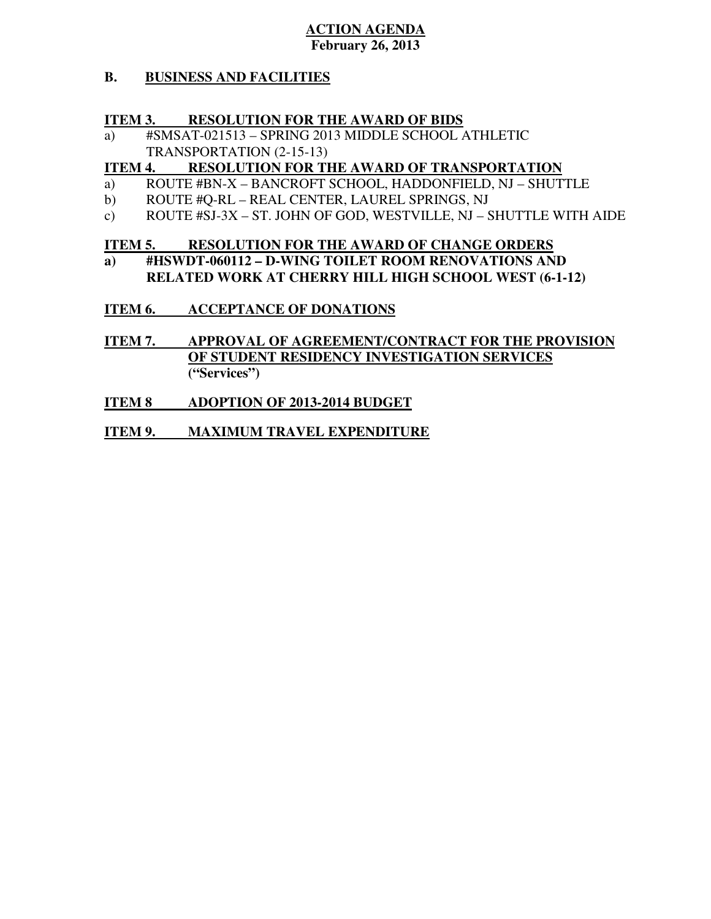**ACTION AGENDA**
**February 26, 2013**

## B. BUSINESS AND FACILITIES

### ITEM 3. RESOLUTION FOR THE AWARD OF BIDS

a) #SMSAT-021513 – SPRING 2013 MIDDLE SCHOOL ATHLETIC TRANSPORTATION (2-15-13)

### ITEM 4. RESOLUTION FOR THE AWARD OF TRANSPORTATION

a) ROUTE #BN-X – BANCROFT SCHOOL, HADDONFIELD, NJ – SHUTTLE
b) ROUTE #Q-RL – REAL CENTER, LAUREL SPRINGS, NJ
c) ROUTE #SJ-3X – ST. JOHN OF GOD, WESTVILLE, NJ – SHUTTLE WITH AIDE

### ITEM 5. RESOLUTION FOR THE AWARD OF CHANGE ORDERS

**a) #HSWDT-060112 – D-WING TOILET ROOM RENOVATIONS AND RELATED WORK AT CHERRY HILL HIGH SCHOOL WEST (6-1-12)**

### ITEM 6. ACCEPTANCE OF DONATIONS

### ITEM 7. APPROVAL OF AGREEMENT/CONTRACT FOR THE PROVISION OF STUDENT RESIDENCY INVESTIGATION SERVICES ("Services")

### ITEM 8 ADOPTION OF 2013-2014 BUDGET

### ITEM 9. MAXIMUM TRAVEL EXPENDITURE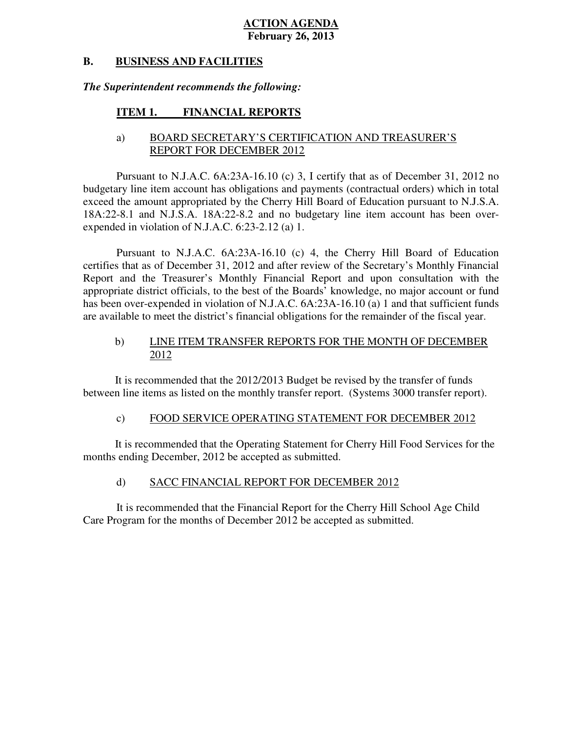**ACTION AGENDA**
**February 26, 2013**

## B. BUSINESS AND FACILITIES

***The Superintendent recommends the following:***

### ITEM 1. FINANCIAL REPORTS

a) BOARD SECRETARY'S CERTIFICATION AND TREASURER'S REPORT FOR DECEMBER 2012

Pursuant to N.J.A.C. 6A:23A-16.10 (c) 3, I certify that as of December 31, 2012 no budgetary line item account has obligations and payments (contractual orders) which in total exceed the amount appropriated by the Cherry Hill Board of Education pursuant to N.J.S.A. 18A:22-8.1 and N.J.S.A. 18A:22-8.2 and no budgetary line item account has been over-expended in violation of N.J.A.C. 6:23-2.12 (a) 1.

Pursuant to N.J.A.C. 6A:23A-16.10 (c) 4, the Cherry Hill Board of Education certifies that as of December 31, 2012 and after review of the Secretary's Monthly Financial Report and the Treasurer's Monthly Financial Report and upon consultation with the appropriate district officials, to the best of the Boards' knowledge, no major account or fund has been over-expended in violation of N.J.A.C. 6A:23A-16.10 (a) 1 and that sufficient funds are available to meet the district's financial obligations for the remainder of the fiscal year.

b) LINE ITEM TRANSFER REPORTS FOR THE MONTH OF DECEMBER 2012

It is recommended that the 2012/2013 Budget be revised by the transfer of funds between line items as listed on the monthly transfer report. (Systems 3000 transfer report).

c) FOOD SERVICE OPERATING STATEMENT FOR DECEMBER 2012

It is recommended that the Operating Statement for Cherry Hill Food Services for the months ending December, 2012 be accepted as submitted.

d) SACC FINANCIAL REPORT FOR DECEMBER 2012

It is recommended that the Financial Report for the Cherry Hill School Age Child Care Program for the months of December 2012 be accepted as submitted.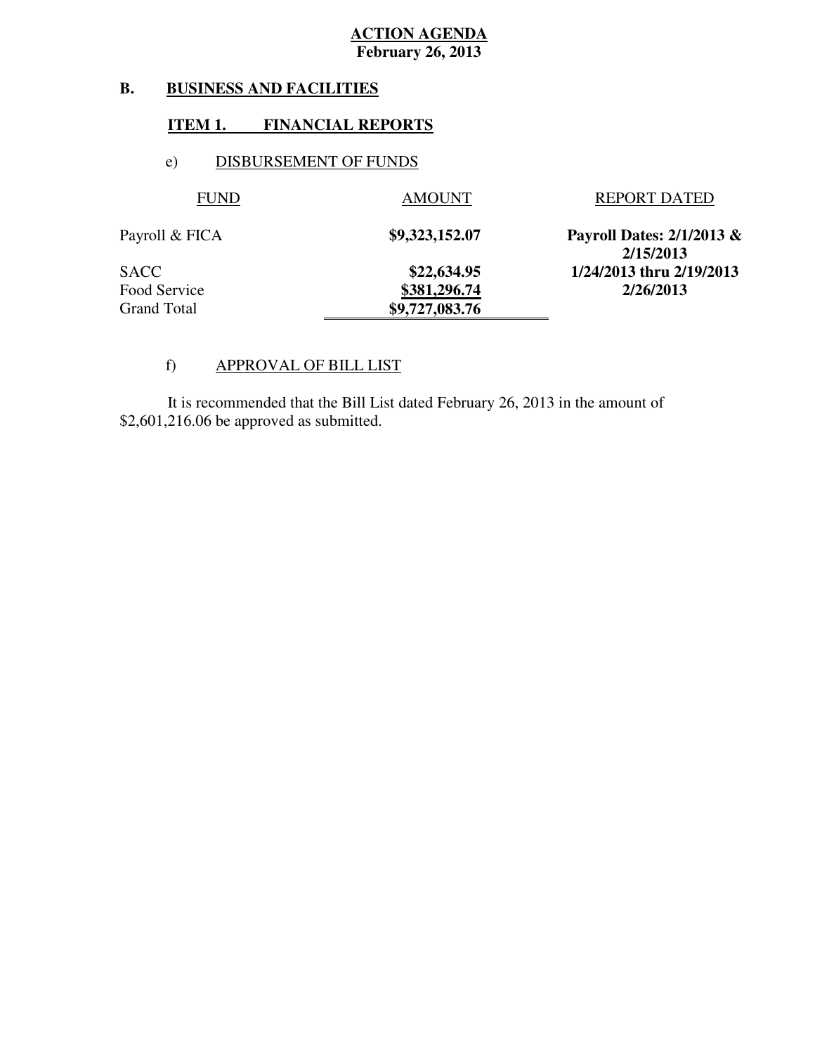**ACTION AGENDA**
**February 26, 2013**

## B. BUSINESS AND FACILITIES

### ITEM 1. FINANCIAL REPORTS

e) DISBURSEMENT OF FUNDS

| FUND | AMOUNT | REPORT DATED |
|---|---|---|
| Payroll & FICA | **$9,323,152.07** | **Payroll Dates: 2/1/2013 & 2/15/2013** |
| SACC | **$22,634.95** | **1/24/2013 thru 2/19/2013** |
| Food Service | **$381,296.74** | **2/26/2013** |
| Grand Total | **$9,727,083.76** | |

f) APPROVAL OF BILL LIST

It is recommended that the Bill List dated February 26, 2013 in the amount of $2,601,216.06 be approved as submitted.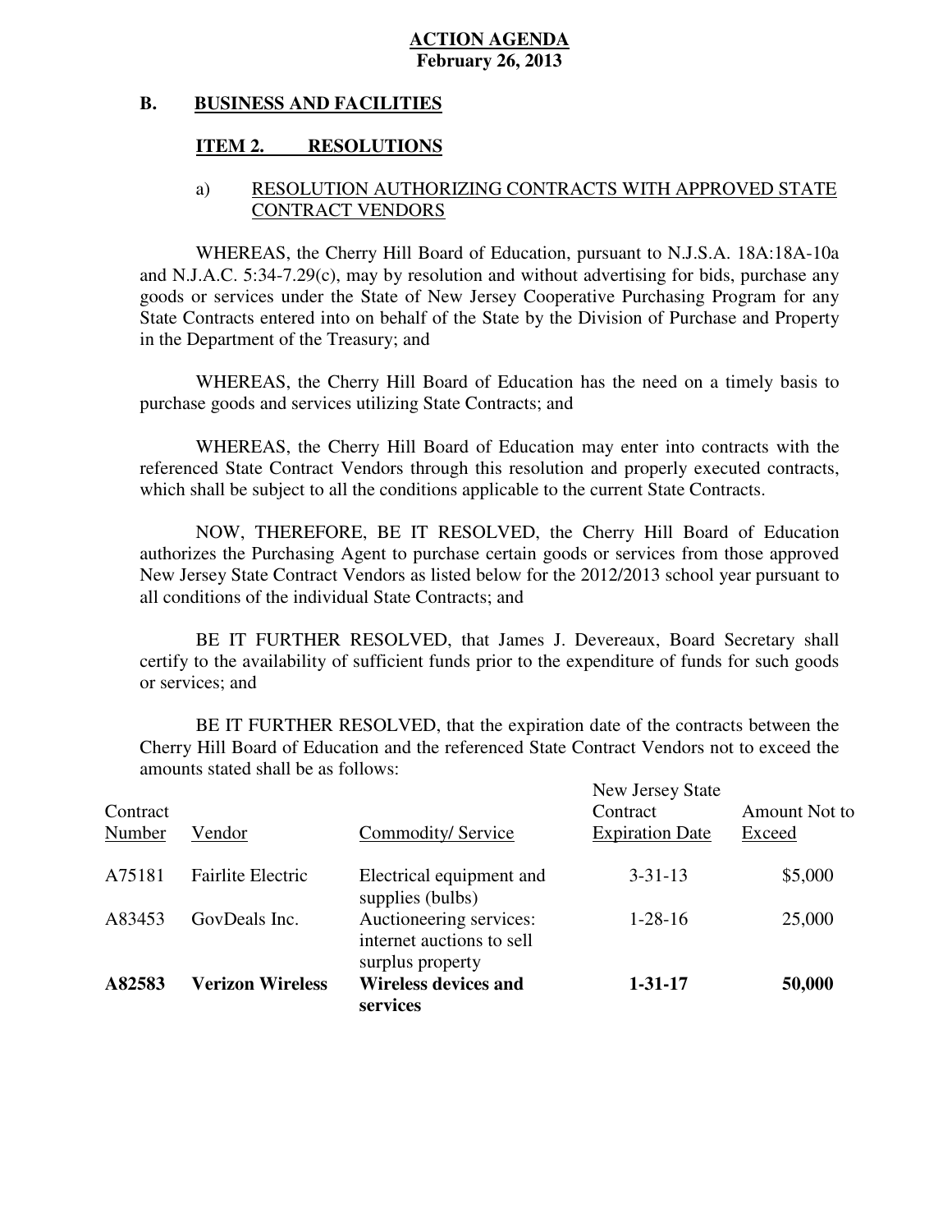**ACTION AGENDA**
**February 26, 2013**

## B. BUSINESS AND FACILITIES

### ITEM 2. RESOLUTIONS

a) RESOLUTION AUTHORIZING CONTRACTS WITH APPROVED STATE CONTRACT VENDORS

WHEREAS, the Cherry Hill Board of Education, pursuant to N.J.S.A. 18A:18A-10a and N.J.A.C. 5:34-7.29(c), may by resolution and without advertising for bids, purchase any goods or services under the State of New Jersey Cooperative Purchasing Program for any State Contracts entered into on behalf of the State by the Division of Purchase and Property in the Department of the Treasury; and

WHEREAS, the Cherry Hill Board of Education has the need on a timely basis to purchase goods and services utilizing State Contracts; and

WHEREAS, the Cherry Hill Board of Education may enter into contracts with the referenced State Contract Vendors through this resolution and properly executed contracts, which shall be subject to all the conditions applicable to the current State Contracts.

NOW, THEREFORE, BE IT RESOLVED, the Cherry Hill Board of Education authorizes the Purchasing Agent to purchase certain goods or services from those approved New Jersey State Contract Vendors as listed below for the 2012/2013 school year pursuant to all conditions of the individual State Contracts; and

BE IT FURTHER RESOLVED, that James J. Devereaux, Board Secretary shall certify to the availability of sufficient funds prior to the expenditure of funds for such goods or services; and

BE IT FURTHER RESOLVED, that the expiration date of the contracts between the Cherry Hill Board of Education and the referenced State Contract Vendors not to exceed the amounts stated shall be as follows:

| Contract Number | Vendor | Commodity/ Service | New Jersey State Contract Expiration Date | Amount Not to Exceed |
|---|---|---|---|---|
| A75181 | Fairlite Electric | Electrical equipment and supplies (bulbs) | 3-31-13 | $5,000 |
| A83453 | GovDeals Inc. | Auctioneering services: internet auctions to sell surplus property | 1-28-16 | 25,000 |
| **A82583** | **Verizon Wireless** | **Wireless devices and services** | **1-31-17** | **50,000** |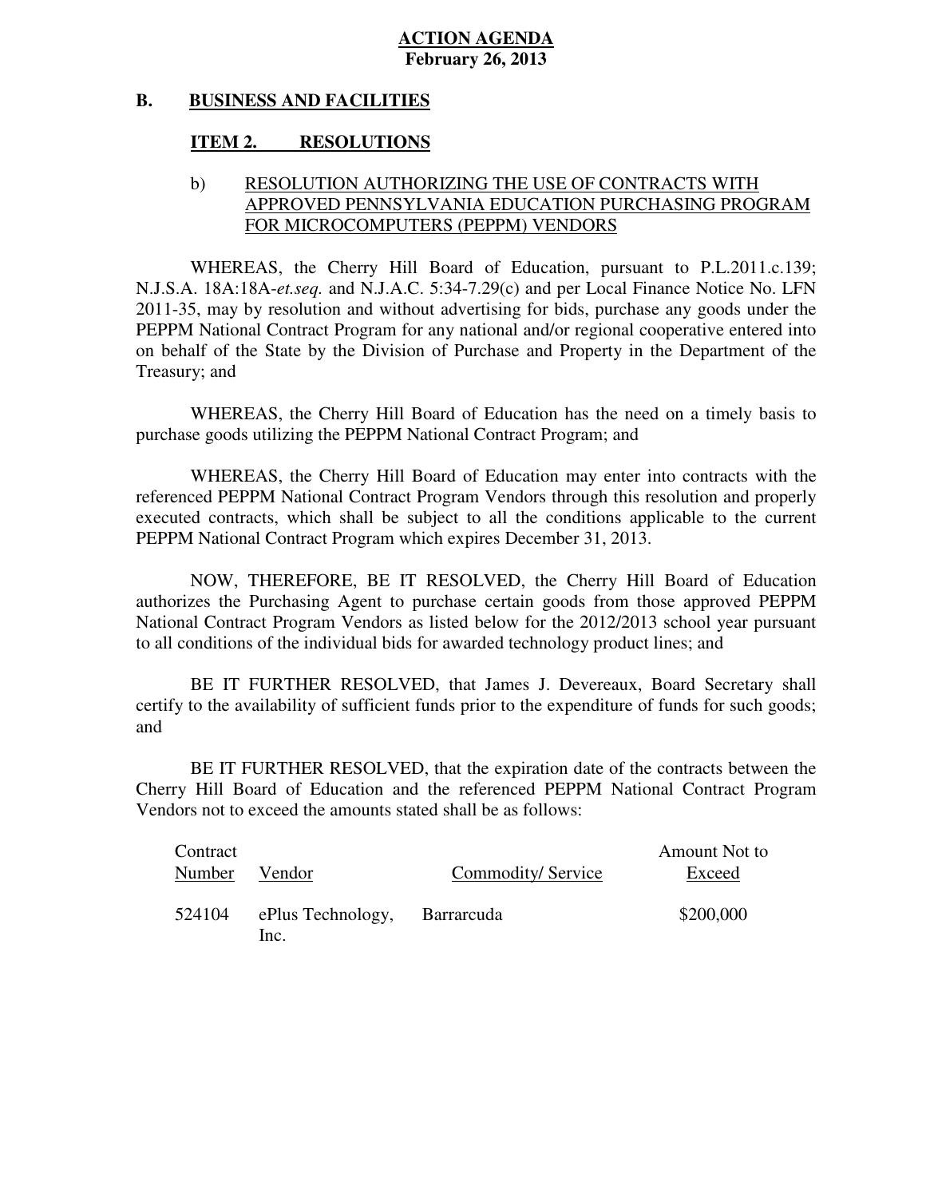**ACTION AGENDA**
**February 26, 2013**

## B. BUSINESS AND FACILITIES

### ITEM 2. RESOLUTIONS

b) RESOLUTION AUTHORIZING THE USE OF CONTRACTS WITH APPROVED PENNSYLVANIA EDUCATION PURCHASING PROGRAM FOR MICROCOMPUTERS (PEPPM) VENDORS

WHEREAS, the Cherry Hill Board of Education, pursuant to P.L.2011.c.139; N.J.S.A. 18A:18A-*et.seq.* and N.J.A.C. 5:34-7.29(c) and per Local Finance Notice No. LFN 2011-35, may by resolution and without advertising for bids, purchase any goods under the PEPPM National Contract Program for any national and/or regional cooperative entered into on behalf of the State by the Division of Purchase and Property in the Department of the Treasury; and

WHEREAS, the Cherry Hill Board of Education has the need on a timely basis to purchase goods utilizing the PEPPM National Contract Program; and

WHEREAS, the Cherry Hill Board of Education may enter into contracts with the referenced PEPPM National Contract Program Vendors through this resolution and properly executed contracts, which shall be subject to all the conditions applicable to the current PEPPM National Contract Program which expires December 31, 2013.

NOW, THEREFORE, BE IT RESOLVED, the Cherry Hill Board of Education authorizes the Purchasing Agent to purchase certain goods from those approved PEPPM National Contract Program Vendors as listed below for the 2012/2013 school year pursuant to all conditions of the individual bids for awarded technology product lines; and

BE IT FURTHER RESOLVED, that James J. Devereaux, Board Secretary shall certify to the availability of sufficient funds prior to the expenditure of funds for such goods; and

BE IT FURTHER RESOLVED, that the expiration date of the contracts between the Cherry Hill Board of Education and the referenced PEPPM National Contract Program Vendors not to exceed the amounts stated shall be as follows:

| Contract Number | Vendor | Commodity/ Service | Amount Not to Exceed |
|---|---|---|---|
| 524104 | ePlus Technology, Inc. | Barrarcuda | $200,000 |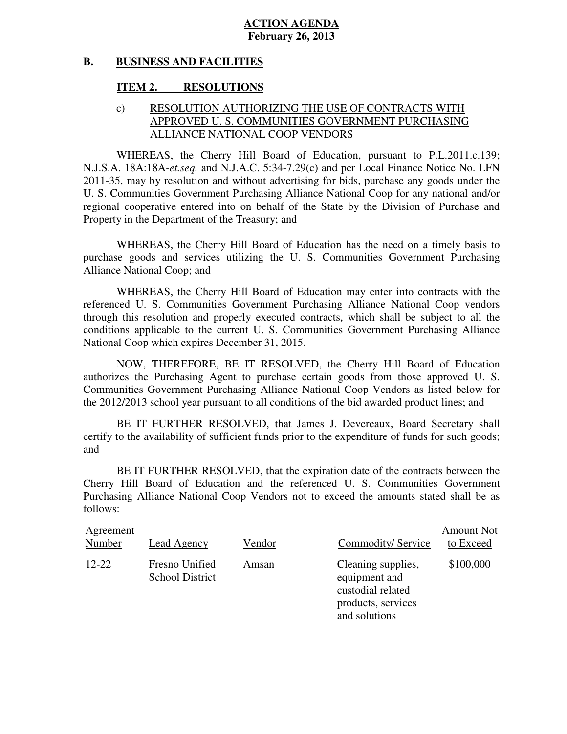**ACTION AGENDA**
**February 26, 2013**

## B. BUSINESS AND FACILITIES

### ITEM 2. RESOLUTIONS

c) RESOLUTION AUTHORIZING THE USE OF CONTRACTS WITH APPROVED U. S. COMMUNITIES GOVERNMENT PURCHASING ALLIANCE NATIONAL COOP VENDORS

WHEREAS, the Cherry Hill Board of Education, pursuant to P.L.2011.c.139; N.J.S.A. 18A:18A-*et.seq.* and N.J.A.C. 5:34-7.29(c) and per Local Finance Notice No. LFN 2011-35, may by resolution and without advertising for bids, purchase any goods under the U. S. Communities Government Purchasing Alliance National Coop for any national and/or regional cooperative entered into on behalf of the State by the Division of Purchase and Property in the Department of the Treasury; and

WHEREAS, the Cherry Hill Board of Education has the need on a timely basis to purchase goods and services utilizing the U. S. Communities Government Purchasing Alliance National Coop; and

WHEREAS, the Cherry Hill Board of Education may enter into contracts with the referenced U. S. Communities Government Purchasing Alliance National Coop vendors through this resolution and properly executed contracts, which shall be subject to all the conditions applicable to the current U. S. Communities Government Purchasing Alliance National Coop which expires December 31, 2015.

NOW, THEREFORE, BE IT RESOLVED, the Cherry Hill Board of Education authorizes the Purchasing Agent to purchase certain goods from those approved U. S. Communities Government Purchasing Alliance National Coop Vendors as listed below for the 2012/2013 school year pursuant to all conditions of the bid awarded product lines; and

BE IT FURTHER RESOLVED, that James J. Devereaux, Board Secretary shall certify to the availability of sufficient funds prior to the expenditure of funds for such goods; and

BE IT FURTHER RESOLVED, that the expiration date of the contracts between the Cherry Hill Board of Education and the referenced U. S. Communities Government Purchasing Alliance National Coop Vendors not to exceed the amounts stated shall be as follows:

| Agreement Number | Lead Agency | Vendor | Commodity/ Service | Amount Not to Exceed |
|---|---|---|---|---|
| 12-22 | Fresno Unified School District | Amsan | Cleaning supplies, equipment and custodial related products, services and solutions | $100,000 |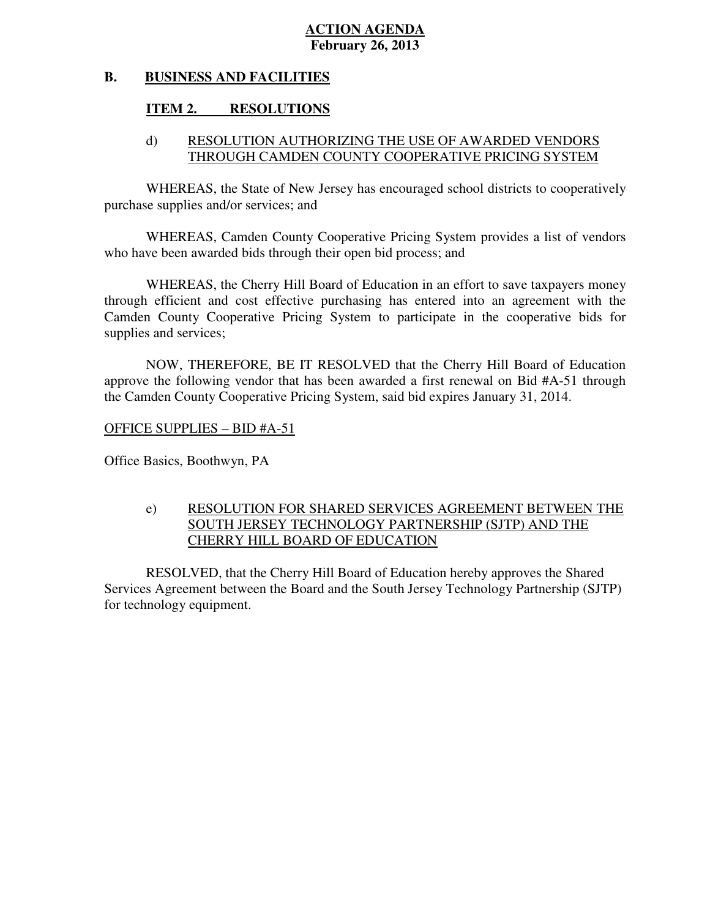**ACTION AGENDA**
**February 26, 2013**

## B. BUSINESS AND FACILITIES

### ITEM 2. RESOLUTIONS

d) RESOLUTION AUTHORIZING THE USE OF AWARDED VENDORS THROUGH CAMDEN COUNTY COOPERATIVE PRICING SYSTEM

WHEREAS, the State of New Jersey has encouraged school districts to cooperatively purchase supplies and/or services; and

WHEREAS, Camden County Cooperative Pricing System provides a list of vendors who have been awarded bids through their open bid process; and

WHEREAS, the Cherry Hill Board of Education in an effort to save taxpayers money through efficient and cost effective purchasing has entered into an agreement with the Camden County Cooperative Pricing System to participate in the cooperative bids for supplies and services;

NOW, THEREFORE, BE IT RESOLVED that the Cherry Hill Board of Education approve the following vendor that has been awarded a first renewal on Bid #A-51 through the Camden County Cooperative Pricing System, said bid expires January 31, 2014.

OFFICE SUPPLIES – BID #A-51

Office Basics, Boothwyn, PA

e) RESOLUTION FOR SHARED SERVICES AGREEMENT BETWEEN THE SOUTH JERSEY TECHNOLOGY PARTNERSHIP (SJTP) AND THE CHERRY HILL BOARD OF EDUCATION

RESOLVED, that the Cherry Hill Board of Education hereby approves the Shared Services Agreement between the Board and the South Jersey Technology Partnership (SJTP) for technology equipment.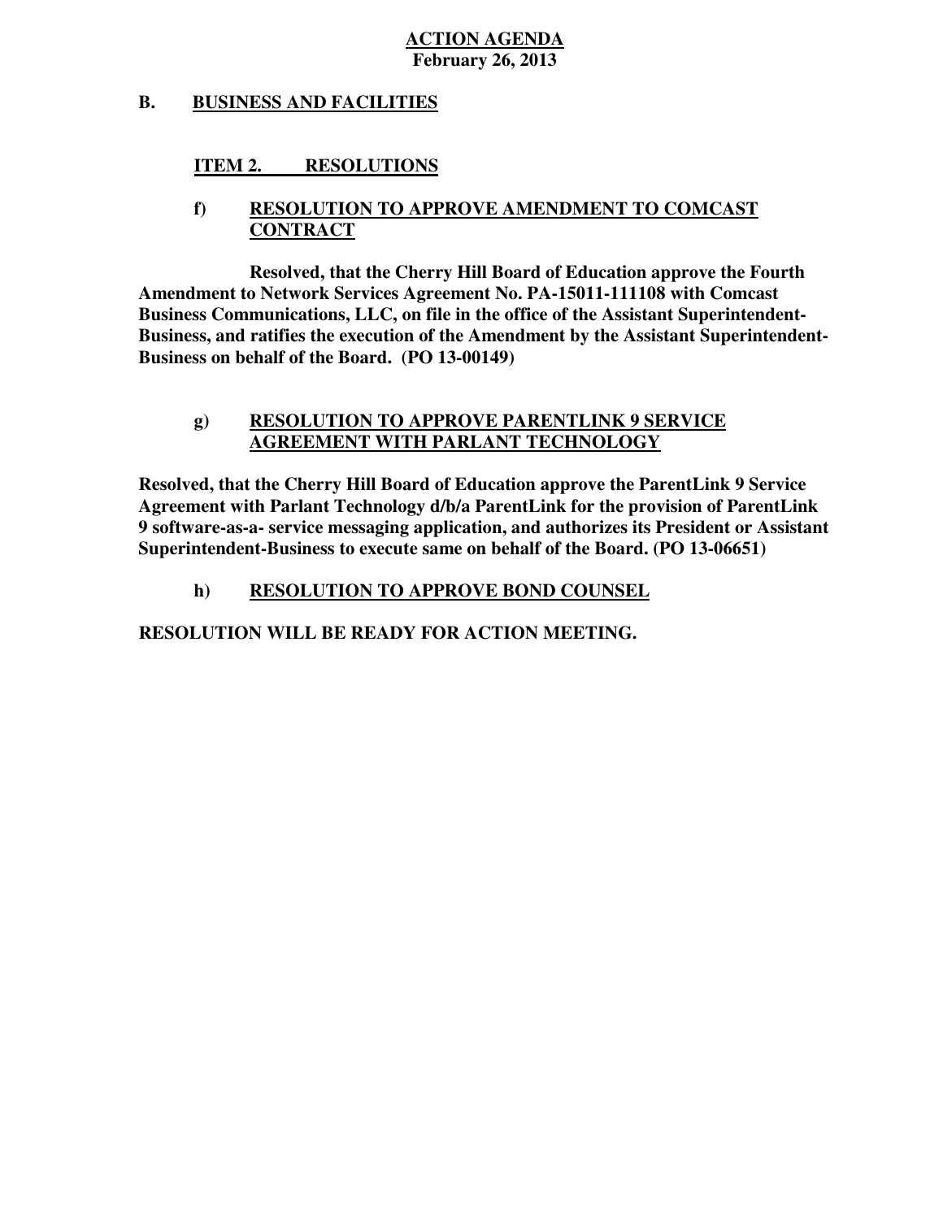**ACTION AGENDA**
**February 26, 2013**

## B. BUSINESS AND FACILITIES

### ITEM 2. RESOLUTIONS

#### f) RESOLUTION TO APPROVE AMENDMENT TO COMCAST CONTRACT

**Resolved, that the Cherry Hill Board of Education approve the Fourth Amendment to Network Services Agreement No. PA-15011-111108 with Comcast Business Communications, LLC, on file in the office of the Assistant Superintendent-Business, and ratifies the execution of the Amendment by the Assistant Superintendent-Business on behalf of the Board. (PO 13-00149)**

#### g) RESOLUTION TO APPROVE PARENTLINK 9 SERVICE AGREEMENT WITH PARLANT TECHNOLOGY

**Resolved, that the Cherry Hill Board of Education approve the ParentLink 9 Service Agreement with Parlant Technology d/b/a ParentLink for the provision of ParentLink 9 software-as-a- service messaging application, and authorizes its President or Assistant Superintendent-Business to execute same on behalf of the Board. (PO 13-06651)**

#### h) RESOLUTION TO APPROVE BOND COUNSEL

**RESOLUTION WILL BE READY FOR ACTION MEETING.**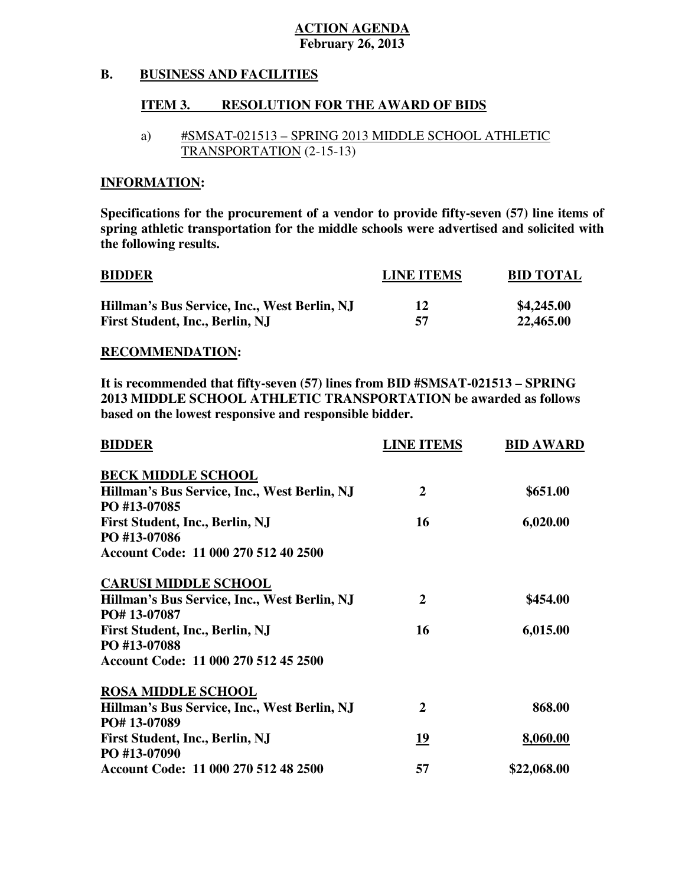**ACTION AGENDA**
**February 26, 2013**

## B. BUSINESS AND FACILITIES

### ITEM 3. RESOLUTION FOR THE AWARD OF BIDS

a) #SMSAT-021513 – SPRING 2013 MIDDLE SCHOOL ATHLETIC TRANSPORTATION (2-15-13)

**INFORMATION:**

**Specifications for the procurement of a vendor to provide fifty-seven (57) line items of spring athletic transportation for the middle schools were advertised and solicited with the following results.**

| BIDDER | LINE ITEMS | BID TOTAL |
|---|---|---|
| Hillman's Bus Service, Inc., West Berlin, NJ | 12 | $4,245.00 |
| First Student, Inc., Berlin, NJ | 57 | 22,465.00 |

**RECOMMENDATION:**

**It is recommended that fifty-seven (57) lines from BID #SMSAT-021513 – SPRING 2013 MIDDLE SCHOOL ATHLETIC TRANSPORTATION be awarded as follows based on the lowest responsive and responsible bidder.**

| BIDDER | LINE ITEMS | BID AWARD |
|---|---|---|
| **BECK MIDDLE SCHOOL** | | |
| Hillman's Bus Service, Inc., West Berlin, NJ | 2 | $651.00 |
| PO #13-07085 | | |
| First Student, Inc., Berlin, NJ | 16 | 6,020.00 |
| PO #13-07086 | | |
| Account Code: 11 000 270 512 40 2500 | | |
| **CARUSI MIDDLE SCHOOL** | | |
| Hillman's Bus Service, Inc., West Berlin, NJ | 2 | $454.00 |
| PO# 13-07087 | | |
| First Student, Inc., Berlin, NJ | 16 | 6,015.00 |
| PO #13-07088 | | |
| Account Code: 11 000 270 512 45 2500 | | |
| **ROSA MIDDLE SCHOOL** | | |
| Hillman's Bus Service, Inc., West Berlin, NJ | 2 | 868.00 |
| PO# 13-07089 | | |
| First Student, Inc., Berlin, NJ | 19 | 8,060.00 |
| PO #13-07090 | | |
| Account Code: 11 000 270 512 48 2500 | 57 | $22,068.00 |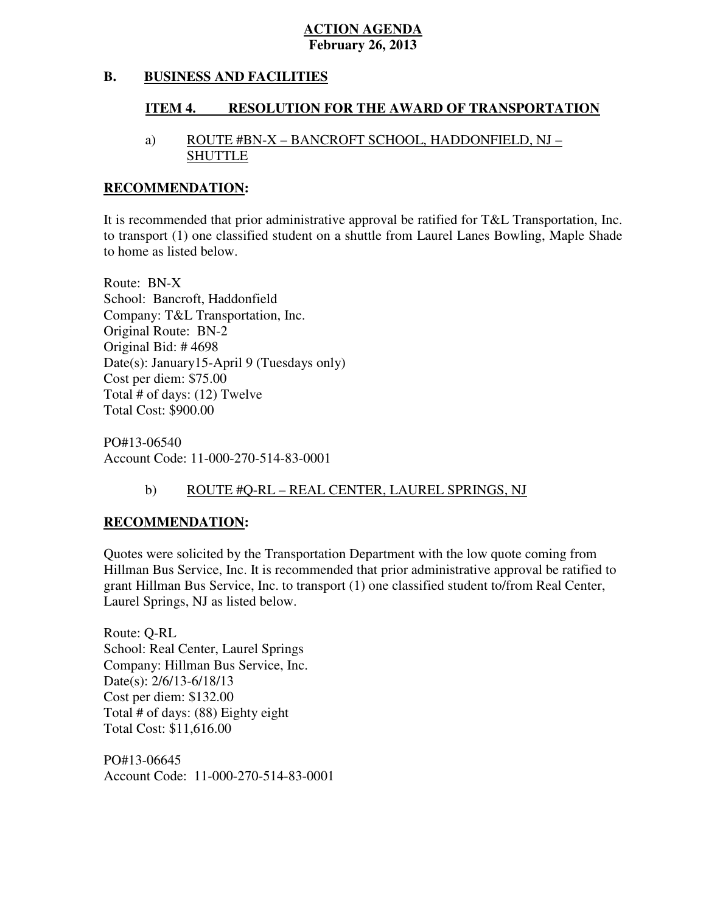**ACTION AGENDA**
**February 26, 2013**

## B. BUSINESS AND FACILITIES

### ITEM 4. RESOLUTION FOR THE AWARD OF TRANSPORTATION

a) ROUTE #BN-X – BANCROFT SCHOOL, HADDONFIELD, NJ – SHUTTLE

**RECOMMENDATION:**

It is recommended that prior administrative approval be ratified for T&L Transportation, Inc. to transport (1) one classified student on a shuttle from Laurel Lanes Bowling, Maple Shade to home as listed below.

Route: BN-X
School: Bancroft, Haddonfield
Company: T&L Transportation, Inc.
Original Route: BN-2
Original Bid: # 4698
Date(s): January15-April 9 (Tuesdays only)
Cost per diem: $75.00
Total # of days: (12) Twelve
Total Cost: $900.00

PO#13-06540
Account Code: 11-000-270-514-83-0001

b) ROUTE #Q-RL – REAL CENTER, LAUREL SPRINGS, NJ

**RECOMMENDATION:**

Quotes were solicited by the Transportation Department with the low quote coming from Hillman Bus Service, Inc. It is recommended that prior administrative approval be ratified to grant Hillman Bus Service, Inc. to transport (1) one classified student to/from Real Center, Laurel Springs, NJ as listed below.

Route: Q-RL
School: Real Center, Laurel Springs
Company: Hillman Bus Service, Inc.
Date(s): 2/6/13-6/18/13
Cost per diem: $132.00
Total # of days: (88) Eighty eight
Total Cost: $11,616.00

PO#13-06645
Account Code: 11-000-270-514-83-0001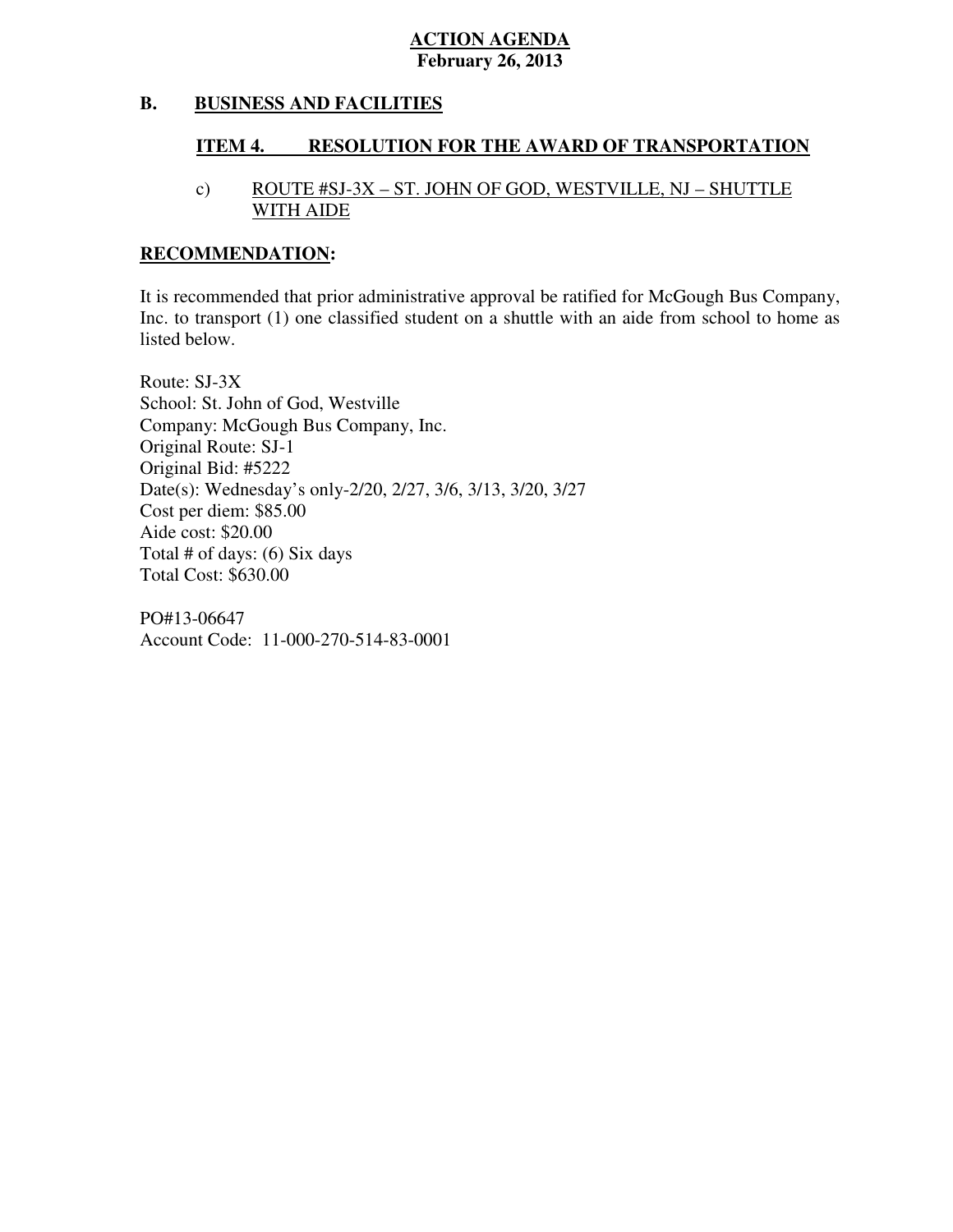**ACTION AGENDA**
**February 26, 2013**

## B. BUSINESS AND FACILITIES

### ITEM 4. RESOLUTION FOR THE AWARD OF TRANSPORTATION

c) ROUTE #SJ-3X – ST. JOHN OF GOD, WESTVILLE, NJ – SHUTTLE WITH AIDE

**RECOMMENDATION:**

It is recommended that prior administrative approval be ratified for McGough Bus Company, Inc. to transport (1) one classified student on a shuttle with an aide from school to home as listed below.

Route: SJ-3X
School: St. John of God, Westville
Company: McGough Bus Company, Inc.
Original Route: SJ-1
Original Bid: #5222
Date(s): Wednesday's only-2/20, 2/27, 3/6, 3/13, 3/20, 3/27
Cost per diem: $85.00
Aide cost: $20.00
Total # of days: (6) Six days
Total Cost: $630.00

PO#13-06647
Account Code: 11-000-270-514-83-0001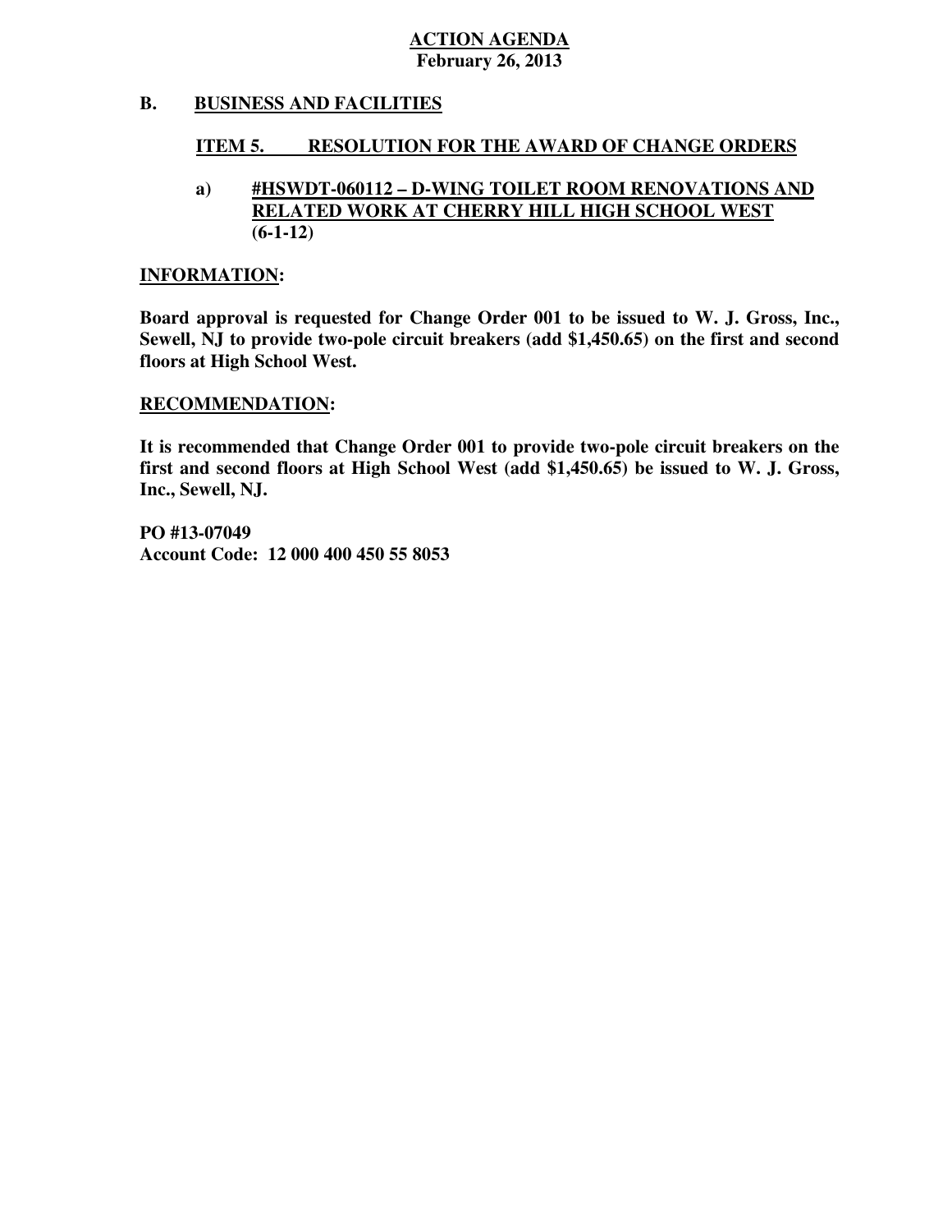**ACTION AGENDA**
**February 26, 2013**

## B. BUSINESS AND FACILITIES

### ITEM 5. RESOLUTION FOR THE AWARD OF CHANGE ORDERS

**a) #HSWDT-060112 – D-WING TOILET ROOM RENOVATIONS AND RELATED WORK AT CHERRY HILL HIGH SCHOOL WEST (6-1-12)**

**INFORMATION:**

**Board approval is requested for Change Order 001 to be issued to W. J. Gross, Inc., Sewell, NJ to provide two-pole circuit breakers (add $1,450.65) on the first and second floors at High School West.**

**RECOMMENDATION:**

**It is recommended that Change Order 001 to provide two-pole circuit breakers on the first and second floors at High School West (add $1,450.65) be issued to W. J. Gross, Inc., Sewell, NJ.**

**PO #13-07049**
**Account Code: 12 000 400 450 55 8053**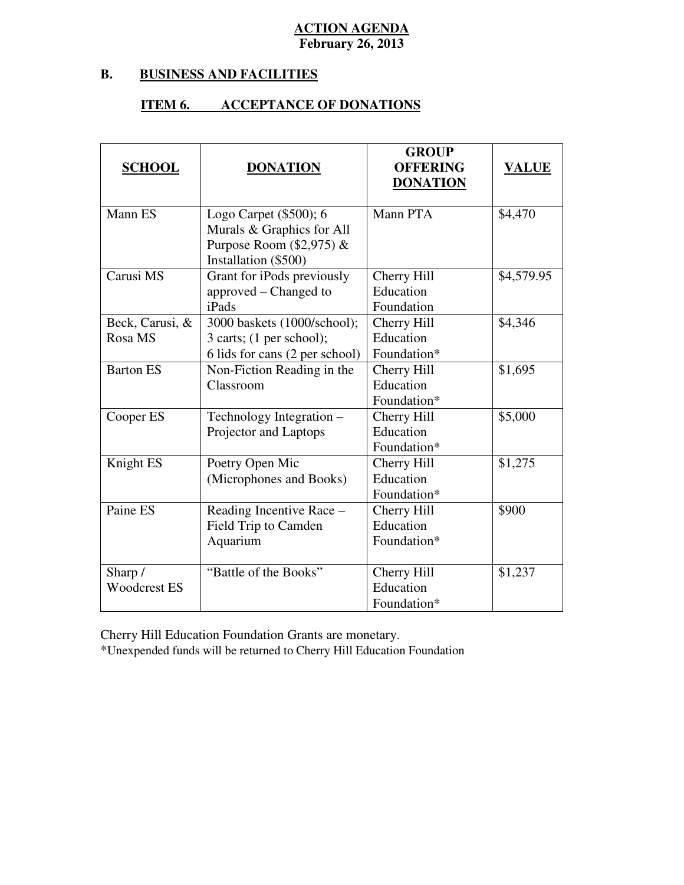**ACTION AGENDA**
**February 26, 2013**

**B. BUSINESS AND FACILITIES**

**ITEM 6. ACCEPTANCE OF DONATIONS**

| SCHOOL | DONATION | GROUP OFFERING DONATION | VALUE |
|---|---|---|---|
| Mann ES | Logo Carpet ($500); 6 Murals & Graphics for All Purpose Room ($2,975) & Installation ($500) | Mann PTA | $4,470 |
| Carusi MS | Grant for iPods previously approved – Changed to iPads | Cherry Hill Education Foundation | $4,579.95 |
| Beck, Carusi, & Rosa MS | 3000 baskets (1000/school); 3 carts; (1 per school); 6 lids for cans (2 per school) | Cherry Hill Education Foundation* | $4,346 |
| Barton ES | Non-Fiction Reading in the Classroom | Cherry Hill Education Foundation* | $1,695 |
| Cooper ES | Technology Integration – Projector and Laptops | Cherry Hill Education Foundation* | $5,000 |
| Knight ES | Poetry Open Mic (Microphones and Books) | Cherry Hill Education Foundation* | $1,275 |
| Paine ES | Reading Incentive Race – Field Trip to Camden Aquarium | Cherry Hill Education Foundation* | $900 |
| Sharp / Woodcrest ES | "Battle of the Books" | Cherry Hill Education Foundation* | $1,237 |

Cherry Hill Education Foundation Grants are monetary.
*Unexpended funds will be returned to Cherry Hill Education Foundation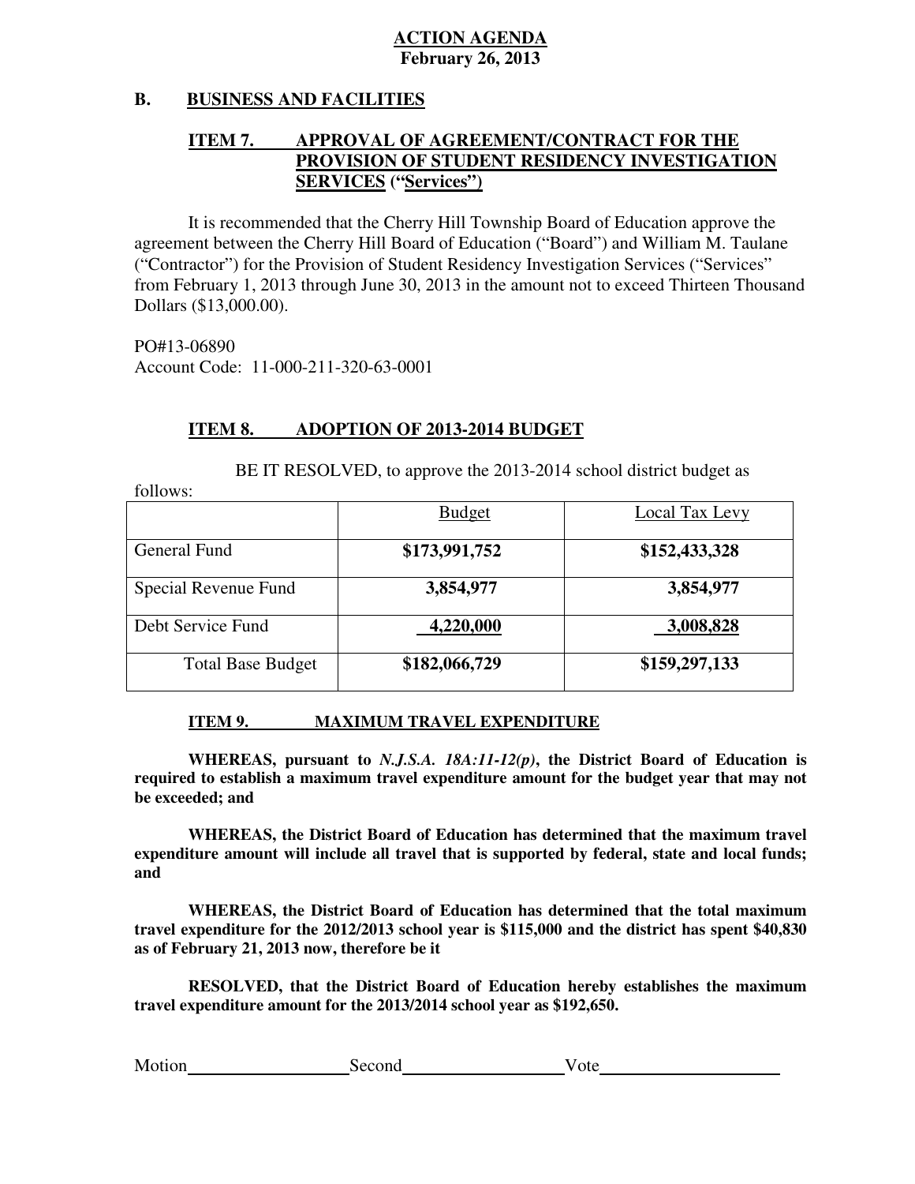**ACTION AGENDA**
**February 26, 2013**

## B. BUSINESS AND FACILITIES

### ITEM 7. APPROVAL OF AGREEMENT/CONTRACT FOR THE PROVISION OF STUDENT RESIDENCY INVESTIGATION SERVICES ("Services")

It is recommended that the Cherry Hill Township Board of Education approve the agreement between the Cherry Hill Board of Education ("Board") and William M. Taulane ("Contractor") for the Provision of Student Residency Investigation Services ("Services" from February 1, 2013 through June 30, 2013 in the amount not to exceed Thirteen Thousand Dollars ($13,000.00).

PO#13-06890
Account Code: 11-000-211-320-63-0001

### ITEM 8. ADOPTION OF 2013-2014 BUDGET

BE IT RESOLVED, to approve the 2013-2014 school district budget as follows:

| | Budget | Local Tax Levy |
|---|---|---|
| General Fund | **$173,991,752** | **$152,433,328** |
| Special Revenue Fund | **3,854,977** | **3,854,977** |
| Debt Service Fund | **4,220,000** | **3,008,828** |
| Total Base Budget | **$182,066,729** | **$159,297,133** |

### ITEM 9. MAXIMUM TRAVEL EXPENDITURE

**WHEREAS, pursuant to *N.J.S.A. 18A:11-12(p)*, the District Board of Education is required to establish a maximum travel expenditure amount for the budget year that may not be exceeded; and**

**WHEREAS, the District Board of Education has determined that the maximum travel expenditure amount will include all travel that is supported by federal, state and local funds; and**

**WHEREAS, the District Board of Education has determined that the total maximum travel expenditure for the 2012/2013 school year is $115,000 and the district has spent $40,830 as of February 21, 2013 now, therefore be it**

**RESOLVED, that the District Board of Education hereby establishes the maximum travel expenditure amount for the 2013/2014 school year as $192,650.**

Motion\_\_\_\_\_\_\_\_\_\_\_\_\_\_\_\_\_\_ Second\_\_\_\_\_\_\_\_\_\_\_\_\_\_\_\_\_\_ Vote\_\_\_\_\_\_\_\_\_\_\_\_\_\_\_\_\_\_\_\_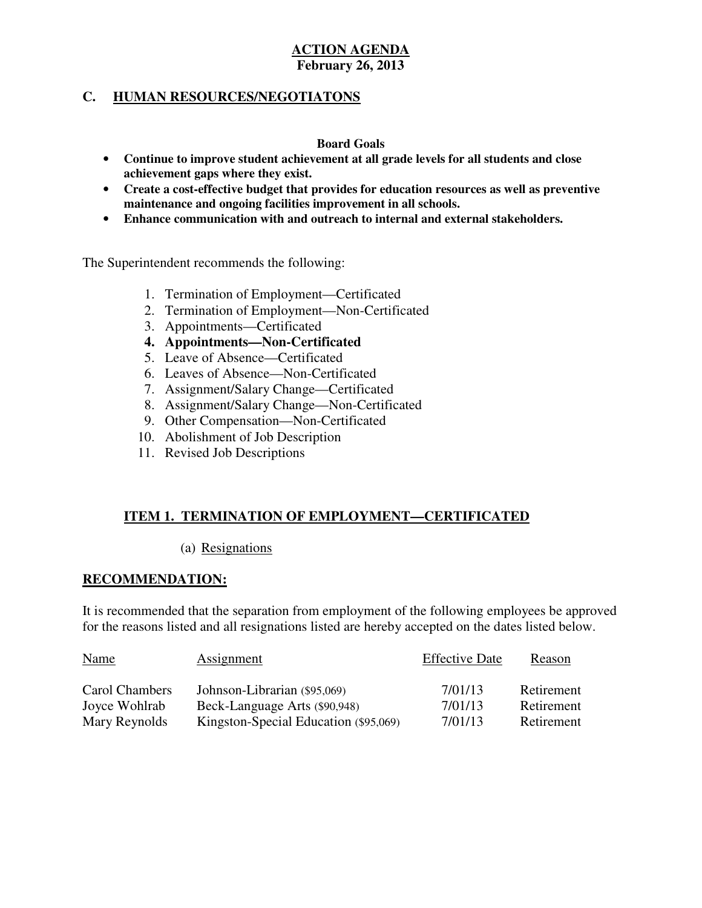**ACTION AGENDA**
**February 26, 2013**

## C. HUMAN RESOURCES/NEGOTIATONS

**Board Goals**

- **Continue to improve student achievement at all grade levels for all students and close achievement gaps where they exist.**
- **Create a cost-effective budget that provides for education resources as well as preventive maintenance and ongoing facilities improvement in all schools.**
- **Enhance communication with and outreach to internal and external stakeholders.**

The Superintendent recommends the following:

1. Termination of Employment—Certificated
2. Termination of Employment—Non-Certificated
3. Appointments—Certificated
4. **Appointments—Non-Certificated**
5. Leave of Absence—Certificated
6. Leaves of Absence—Non-Certificated
7. Assignment/Salary Change—Certificated
8. Assignment/Salary Change—Non-Certificated
9. Other Compensation—Non-Certificated
10. Abolishment of Job Description
11. Revised Job Descriptions

### ITEM 1. TERMINATION OF EMPLOYMENT—CERTIFICATED

(a) Resignations

**RECOMMENDATION:**

It is recommended that the separation from employment of the following employees be approved for the reasons listed and all resignations listed are hereby accepted on the dates listed below.

| Name | Assignment | Effective Date | Reason |
|---|---|---|---|
| Carol Chambers | Johnson-Librarian ($95,069) | 7/01/13 | Retirement |
| Joyce Wohlrab | Beck-Language Arts ($90,948) | 7/01/13 | Retirement |
| Mary Reynolds | Kingston-Special Education ($95,069) | 7/01/13 | Retirement |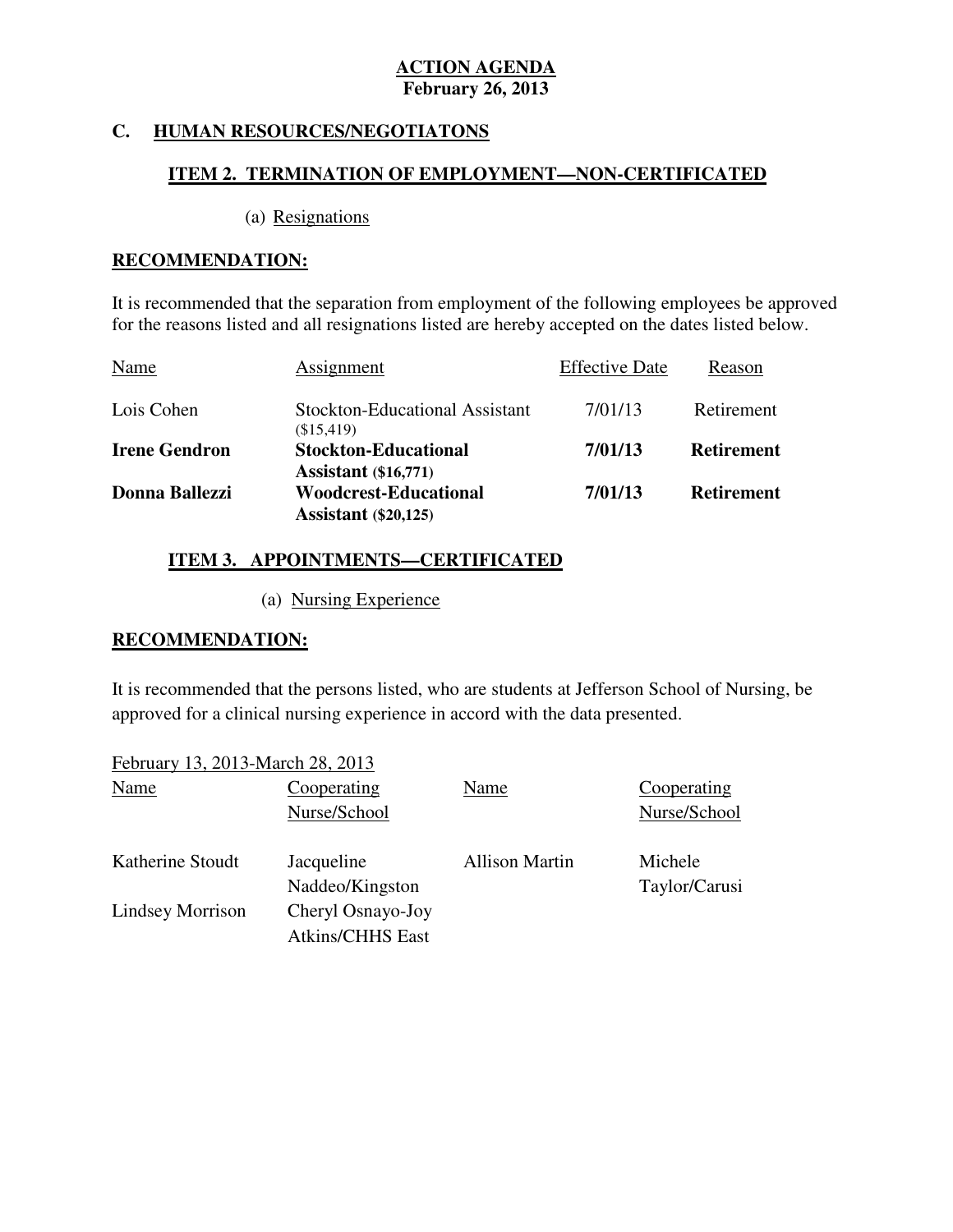**ACTION AGENDA**
**February 26, 2013**

## C. HUMAN RESOURCES/NEGOTIATONS

### ITEM 2. TERMINATION OF EMPLOYMENT—NON-CERTIFICATED

(a) Resignations

**RECOMMENDATION:**

It is recommended that the separation from employment of the following employees be approved for the reasons listed and all resignations listed are hereby accepted on the dates listed below.

| Name | Assignment | Effective Date | Reason |
|---|---|---|---|
| Lois Cohen | Stockton-Educational Assistant ($15,419) | 7/01/13 | Retirement |
| **Irene Gendron** | **Stockton-Educational Assistant ($16,771)** | **7/01/13** | **Retirement** |
| **Donna Ballezzi** | **Woodcrest-Educational Assistant ($20,125)** | **7/01/13** | **Retirement** |

### ITEM 3. APPOINTMENTS—CERTIFICATED

(a) Nursing Experience

**RECOMMENDATION:**

It is recommended that the persons listed, who are students at Jefferson School of Nursing, be approved for a clinical nursing experience in accord with the data presented.

February 13, 2013-March 28, 2013

| Name | Cooperating Nurse/School | Name | Cooperating Nurse/School |
|---|---|---|---|
| Katherine Stoudt | Jacqueline Naddeo/Kingston | Allison Martin | Michele Taylor/Carusi |
| Lindsey Morrison | Cheryl Osnayo-Joy Atkins/CHHS East | | |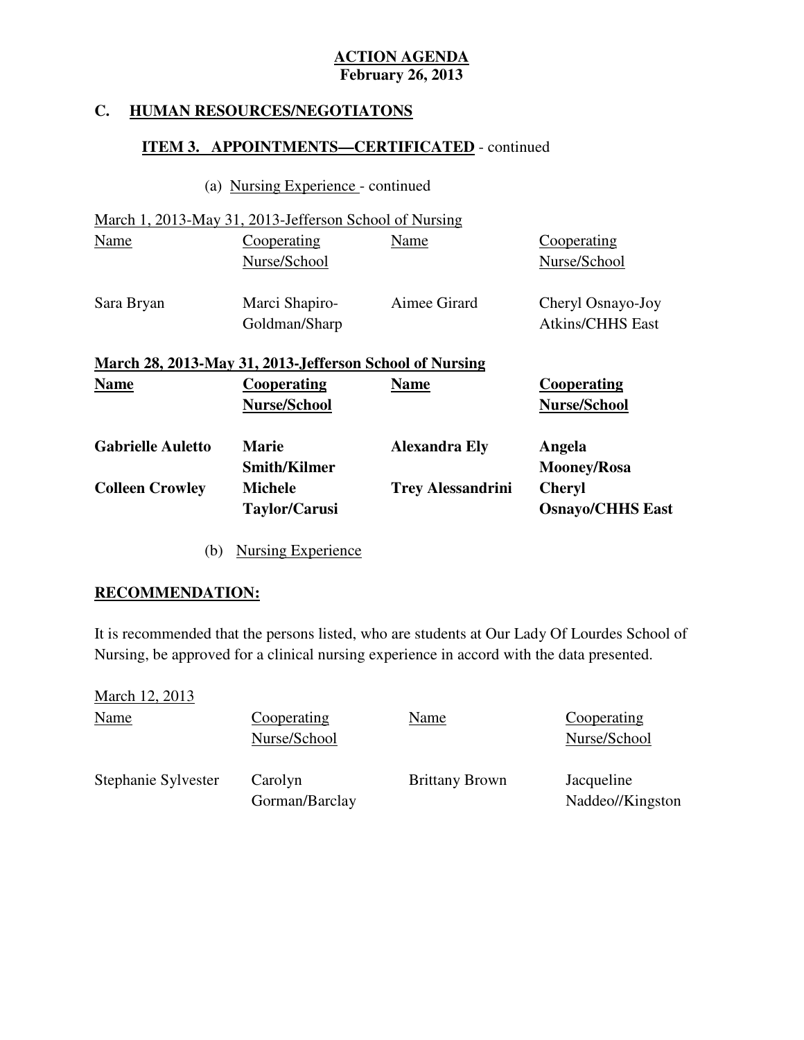**ACTION AGENDA**
**February 26, 2013**

## C. HUMAN RESOURCES/NEGOTIATONS

### ITEM 3. APPOINTMENTS—CERTIFICATED - continued

(a) Nursing Experience - continued

March 1, 2013-May 31, 2013-Jefferson School of Nursing

| Name | Cooperating Nurse/School | Name | Cooperating Nurse/School |
|---|---|---|---|
| Sara Bryan | Marci Shapiro-Goldman/Sharp | Aimee Girard | Cheryl Osnayo-Joy Atkins/CHHS East |

**March 28, 2013-May 31, 2013-Jefferson School of Nursing**

| **Name** | **Cooperating Nurse/School** | **Name** | **Cooperating Nurse/School** |
|---|---|---|---|
| **Gabrielle Auletto** | **Marie Smith/Kilmer** | **Alexandra Ely** | **Angela Mooney/Rosa** |
| **Colleen Crowley** | **Michele Taylor/Carusi** | **Trey Alessandrini** | **Cheryl Osnayo/CHHS East** |

(b) Nursing Experience

**RECOMMENDATION:**

It is recommended that the persons listed, who are students at Our Lady Of Lourdes School of Nursing, be approved for a clinical nursing experience in accord with the data presented.

March 12, 2013

| Name | Cooperating Nurse/School | Name | Cooperating Nurse/School |
|---|---|---|---|
| Stephanie Sylvester | Carolyn Gorman/Barclay | Brittany Brown | Jacqueline Naddeo//Kingston |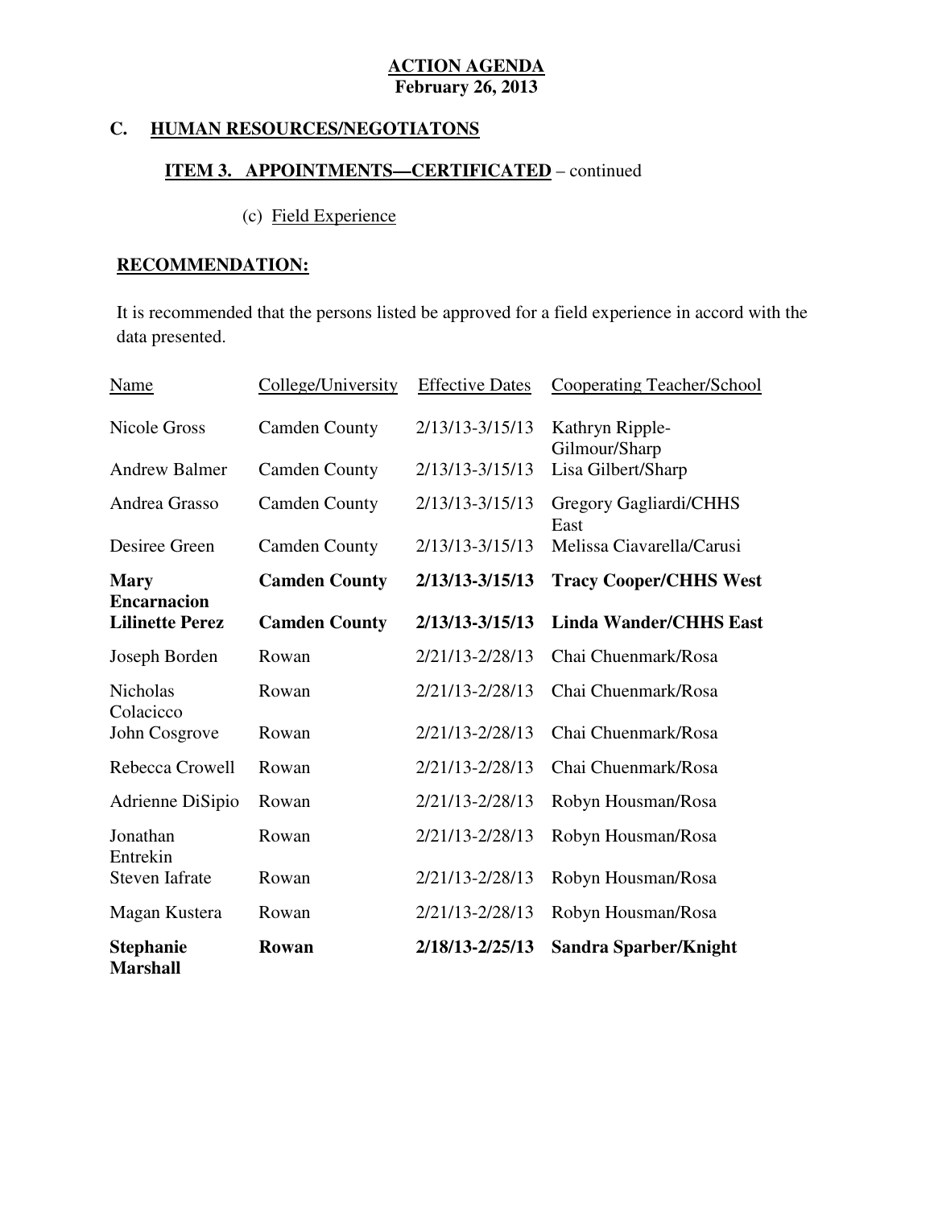**ACTION AGENDA**
**February 26, 2013**

## C. HUMAN RESOURCES/NEGOTIATONS

### ITEM 3. APPOINTMENTS—CERTIFICATED – continued

(c) Field Experience

**RECOMMENDATION:**

It is recommended that the persons listed be approved for a field experience in accord with the data presented.

| Name | College/University | Effective Dates | Cooperating Teacher/School |
|---|---|---|---|
| Nicole Gross | Camden County | 2/13/13-3/15/13 | Kathryn Ripple-Gilmour/Sharp |
| Andrew Balmer | Camden County | 2/13/13-3/15/13 | Lisa Gilbert/Sharp |
| Andrea Grasso | Camden County | 2/13/13-3/15/13 | Gregory Gagliardi/CHHS East |
| Desiree Green | Camden County | 2/13/13-3/15/13 | Melissa Ciavarella/Carusi |
| **Mary Encarnacion** | **Camden County** | **2/13/13-3/15/13** | **Tracy Cooper/CHHS West** |
| **Lilinette Perez** | **Camden County** | **2/13/13-3/15/13** | **Linda Wander/CHHS East** |
| Joseph Borden | Rowan | 2/21/13-2/28/13 | Chai Chuenmark/Rosa |
| Nicholas Colacicco | Rowan | 2/21/13-2/28/13 | Chai Chuenmark/Rosa |
| John Cosgrove | Rowan | 2/21/13-2/28/13 | Chai Chuenmark/Rosa |
| Rebecca Crowell | Rowan | 2/21/13-2/28/13 | Chai Chuenmark/Rosa |
| Adrienne DiSipio | Rowan | 2/21/13-2/28/13 | Robyn Housman/Rosa |
| Jonathan Entrekin | Rowan | 2/21/13-2/28/13 | Robyn Housman/Rosa |
| Steven Iafrate | Rowan | 2/21/13-2/28/13 | Robyn Housman/Rosa |
| Magan Kustera | Rowan | 2/21/13-2/28/13 | Robyn Housman/Rosa |
| **Stephanie Marshall** | **Rowan** | **2/18/13-2/25/13** | **Sandra Sparber/Knight** |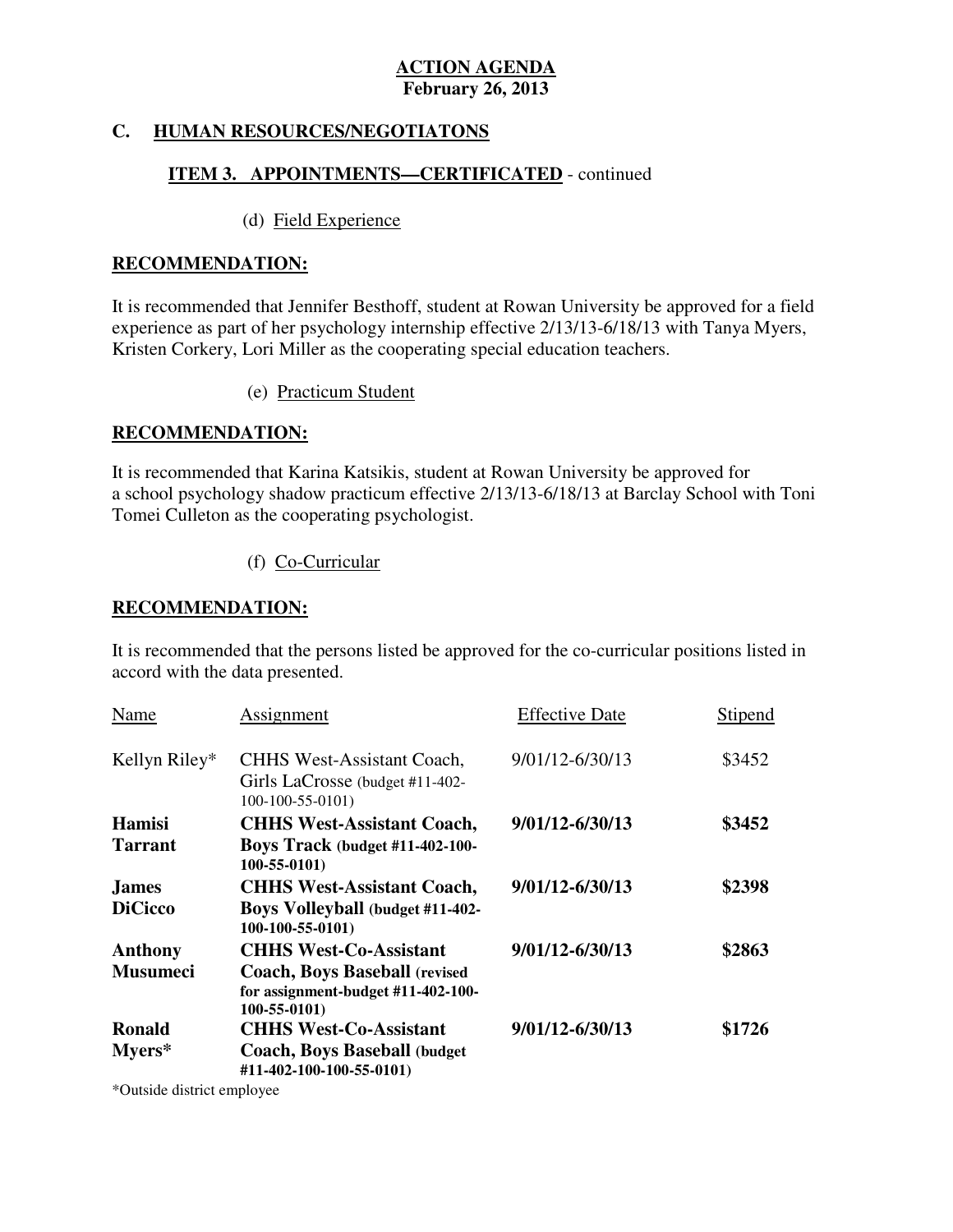**ACTION AGENDA**
**February 26, 2013**

## C. HUMAN RESOURCES/NEGOTIATONS

### ITEM 3. APPOINTMENTS—CERTIFICATED - continued

(d) Field Experience

**RECOMMENDATION:**

It is recommended that Jennifer Besthoff, student at Rowan University be approved for a field experience as part of her psychology internship effective 2/13/13-6/18/13 with Tanya Myers, Kristen Corkery, Lori Miller as the cooperating special education teachers.

(e) Practicum Student

**RECOMMENDATION:**

It is recommended that Karina Katsikis, student at Rowan University be approved for a school psychology shadow practicum effective 2/13/13-6/18/13 at Barclay School with Toni Tomei Culleton as the cooperating psychologist.

(f) Co-Curricular

**RECOMMENDATION:**

It is recommended that the persons listed be approved for the co-curricular positions listed in accord with the data presented.

| Name | Assignment | Effective Date | Stipend |
|---|---|---|---|
| Kellyn Riley* | CHHS West-Assistant Coach, Girls LaCrosse (budget #11-402-100-100-55-0101) | 9/01/12-6/30/13 | $3452 |
| **Hamisi Tarrant** | **CHHS West-Assistant Coach, Boys Track (budget #11-402-100-100-55-0101)** | **9/01/12-6/30/13** | **$3452** |
| **James DiCicco** | **CHHS West-Assistant Coach, Boys Volleyball (budget #11-402-100-100-55-0101)** | **9/01/12-6/30/13** | **$2398** |
| **Anthony Musumeci** | **CHHS West-Co-Assistant Coach, Boys Baseball (revised for assignment-budget #11-402-100-100-55-0101)** | **9/01/12-6/30/13** | **$2863** |
| **Ronald Myers*** | **CHHS West-Co-Assistant Coach, Boys Baseball (budget #11-402-100-100-55-0101)** | **9/01/12-6/30/13** | **$1726** |

*Outside district employee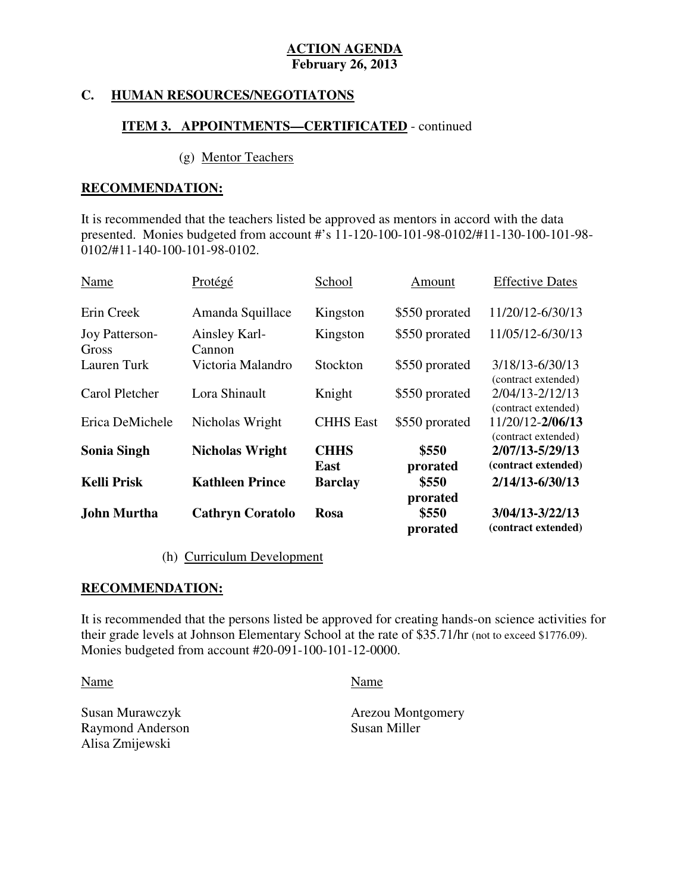**ACTION AGENDA**
**February 26, 2013**

## C. HUMAN RESOURCES/NEGOTIATONS

### ITEM 3. APPOINTMENTS—CERTIFICATED - continued

(g) Mentor Teachers

**RECOMMENDATION:**

It is recommended that the teachers listed be approved as mentors in accord with the data presented. Monies budgeted from account #'s 11-120-100-101-98-0102/#11-130-100-101-98-0102/#11-140-100-101-98-0102.

| Name | Protégé | School | Amount | Effective Dates |
|---|---|---|---|---|
| Erin Creek | Amanda Squillace | Kingston | $550 prorated | 11/20/12-6/30/13 |
| Joy Patterson-Gross | Ainsley Karl-Cannon | Kingston | $550 prorated | 11/05/12-6/30/13 |
| Lauren Turk | Victoria Malandro | Stockton | $550 prorated | 3/18/13-6/30/13 (contract extended) |
| Carol Pletcher | Lora Shinault | Knight | $550 prorated | 2/04/13-2/12/13 (contract extended) |
| Erica DeMichele | Nicholas Wright | CHHS East | $550 prorated | 11/20/12-**2/06/13** (contract extended) |
| **Sonia Singh** | **Nicholas Wright** | **CHHS East** | **$550 prorated** | **2/07/13-5/29/13 (contract extended)** |
| **Kelli Prisk** | **Kathleen Prince** | **Barclay** | **$550 prorated** | **2/14/13-6/30/13** |
| **John Murtha** | **Cathryn Coratolo** | **Rosa** | **$550 prorated** | **3/04/13-3/22/13 (contract extended)** |

(h) Curriculum Development

**RECOMMENDATION:**

It is recommended that the persons listed be approved for creating hands-on science activities for their grade levels at Johnson Elementary School at the rate of $35.71/hr (not to exceed $1776.09). Monies budgeted from account #20-091-100-101-12-0000.

| Name | Name |
|---|---|
| Susan Murawczyk | Arezou Montgomery |
| Raymond Anderson | Susan Miller |
| Alisa Zmijewski | |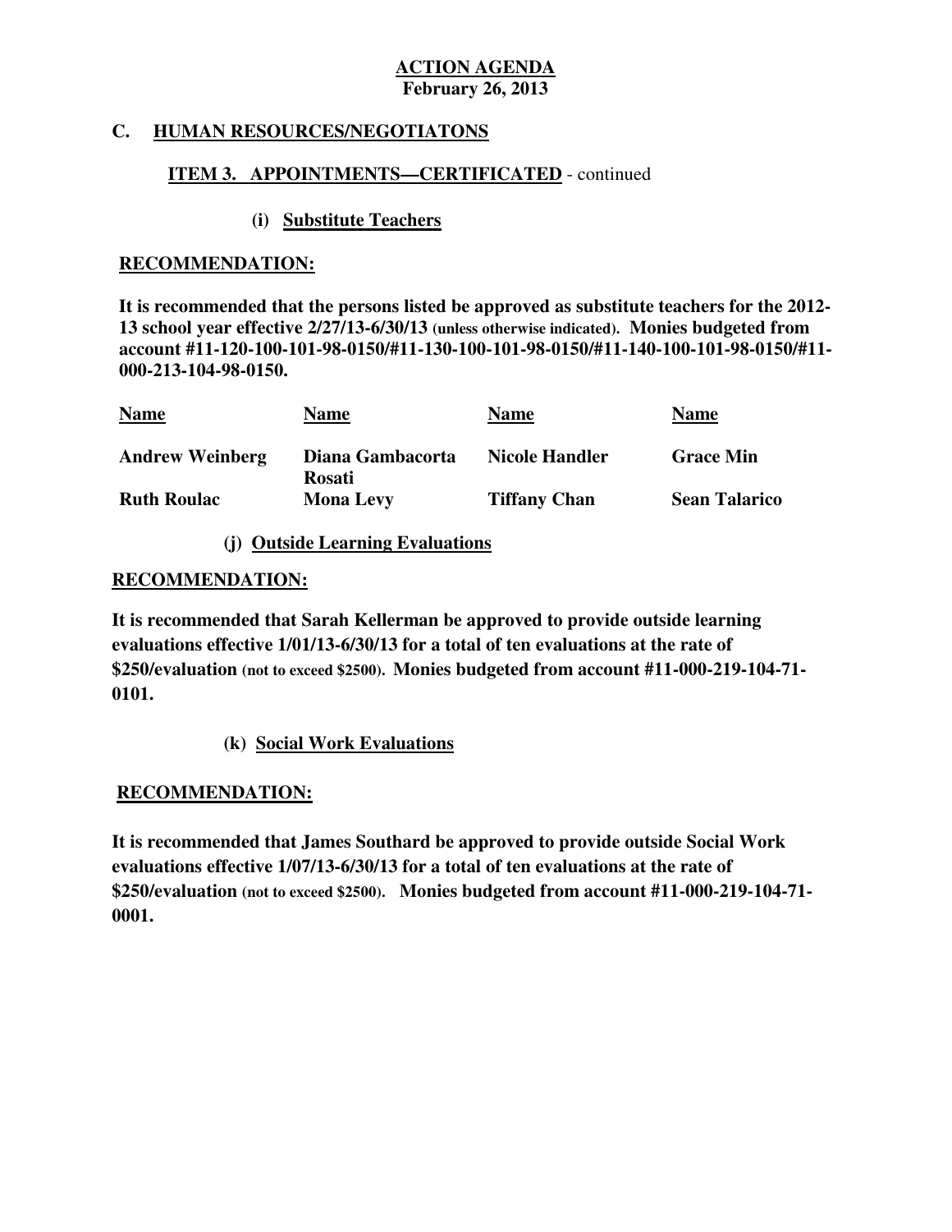**ACTION AGENDA**
**February 26, 2013**

## C. HUMAN RESOURCES/NEGOTIATONS

### ITEM 3. APPOINTMENTS—CERTIFICATED - continued

#### (i) Substitute Teachers

**RECOMMENDATION:**

**It is recommended that the persons listed be approved as substitute teachers for the 2012-13 school year effective 2/27/13-6/30/13 (unless otherwise indicated). Monies budgeted from account #11-120-100-101-98-0150/#11-130-100-101-98-0150/#11-140-100-101-98-0150/#11-000-213-104-98-0150.**

| Name | Name | Name | Name |
|---|---|---|---|
| **Andrew Weinberg** | **Diana Gambacorta Rosati** | **Nicole Handler** | **Grace Min** |
| **Ruth Roulac** | **Mona Levy** | **Tiffany Chan** | **Sean Talarico** |

#### (j) Outside Learning Evaluations

**RECOMMENDATION:**

**It is recommended that Sarah Kellerman be approved to provide outside learning evaluations effective 1/01/13-6/30/13 for a total of ten evaluations at the rate of $250/evaluation (not to exceed $2500). Monies budgeted from account #11-000-219-104-71-0101.**

#### (k) Social Work Evaluations

**RECOMMENDATION:**

**It is recommended that James Southard be approved to provide outside Social Work evaluations effective 1/07/13-6/30/13 for a total of ten evaluations at the rate of $250/evaluation (not to exceed $2500). Monies budgeted from account #11-000-219-104-71-0001.**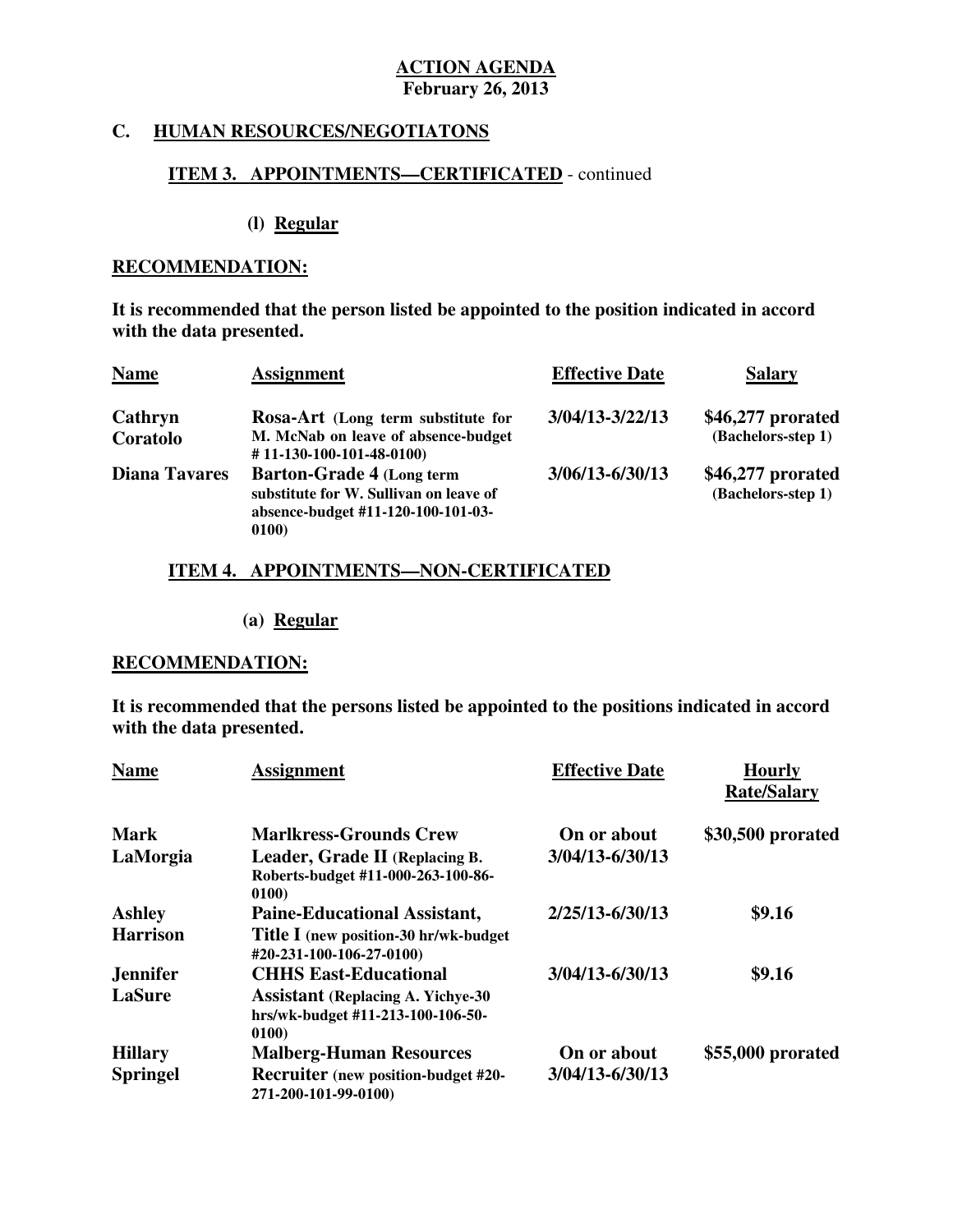**ACTION AGENDA**
**February 26, 2013**

## C. HUMAN RESOURCES/NEGOTIATONS

### ITEM 3. APPOINTMENTS—CERTIFICATED - continued

**(l) Regular**

**RECOMMENDATION:**

**It is recommended that the person listed be appointed to the position indicated in accord with the data presented.**

| Name | Assignment | Effective Date | Salary |
|---|---|---|---|
| **Cathryn Coratolo** | **Rosa-Art** (Long term substitute for M. McNab on leave of absence-budget # 11-130-100-101-48-0100) | 3/04/13-3/22/13 | $46,277 prorated (Bachelors-step 1) |
| **Diana Tavares** | **Barton-Grade 4** (Long term substitute for W. Sullivan on leave of absence-budget #11-120-100-101-03-0100) | 3/06/13-6/30/13 | $46,277 prorated (Bachelors-step 1) |

### ITEM 4. APPOINTMENTS—NON-CERTIFICATED

**(a) Regular**

**RECOMMENDATION:**

**It is recommended that the persons listed be appointed to the positions indicated in accord with the data presented.**

| Name | Assignment | Effective Date | Hourly Rate/Salary |
|---|---|---|---|
| **Mark LaMorgia** | **Marlkress-Grounds Crew Leader, Grade II** (Replacing B. Roberts-budget #11-000-263-100-86-0100) | On or about 3/04/13-6/30/13 | $30,500 prorated |
| **Ashley Harrison** | **Paine-Educational Assistant, Title I** (new position-30 hr/wk-budget #20-231-100-106-27-0100) | 2/25/13-6/30/13 | $9.16 |
| **Jennifer LaSure** | **CHHS East-Educational Assistant** (Replacing A. Yichye-30 hrs/wk-budget #11-213-100-106-50-0100) | 3/04/13-6/30/13 | $9.16 |
| **Hillary Springel** | **Malberg-Human Resources Recruiter** (new position-budget #20-271-200-101-99-0100) | On or about 3/04/13-6/30/13 | $55,000 prorated |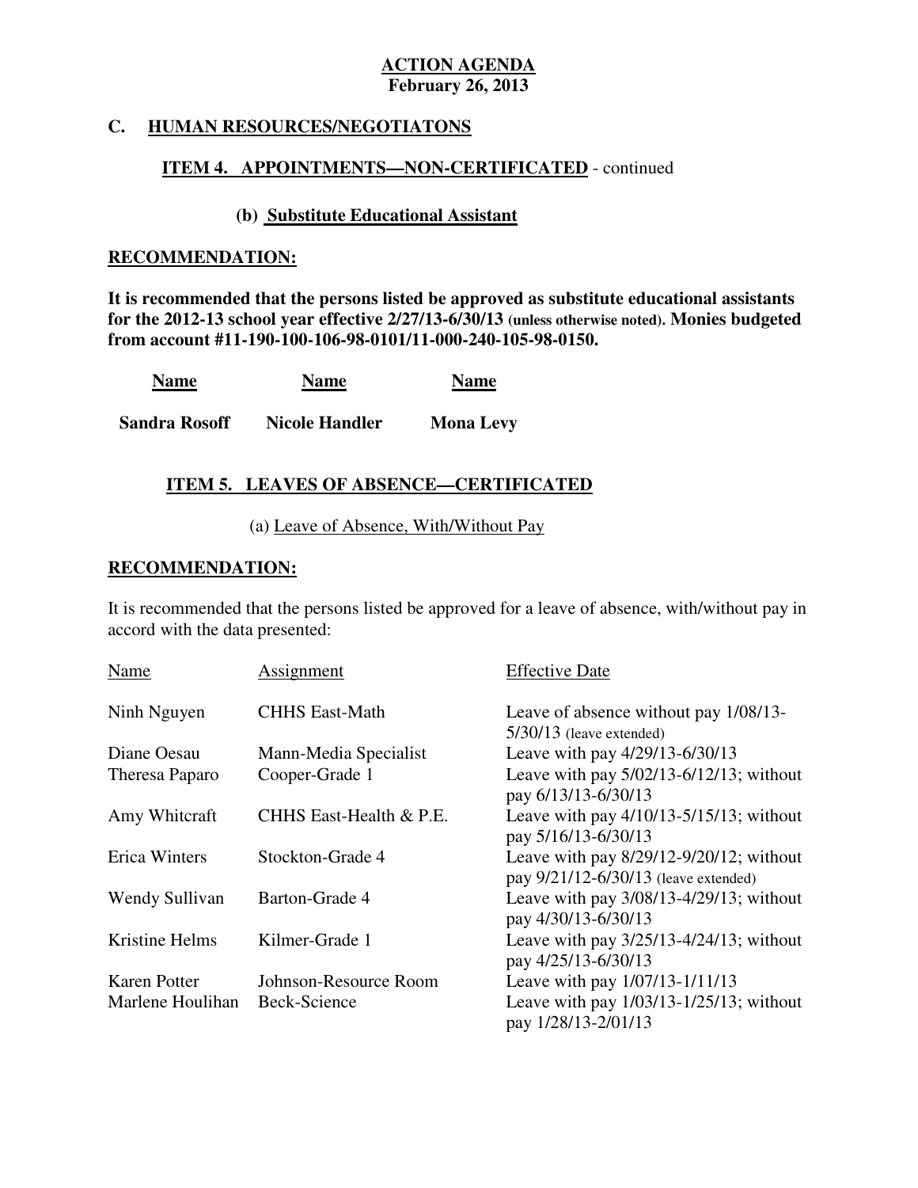**ACTION AGENDA**
**February 26, 2013**

## C. HUMAN RESOURCES/NEGOTIATONS

### ITEM 4. APPOINTMENTS—NON-CERTIFICATED - continued

#### (b) Substitute Educational Assistant

**RECOMMENDATION:**

**It is recommended that the persons listed be approved as substitute educational assistants for the 2012-13 school year effective 2/27/13-6/30/13 (unless otherwise noted). Monies budgeted from account #11-190-100-106-98-0101/11-000-240-105-98-0150.**

| Name | Name | Name |
|---|---|---|
| **Sandra Rosoff** | **Nicole Handler** | **Mona Levy** |

### ITEM 5. LEAVES OF ABSENCE—CERTIFICATED

(a) Leave of Absence, With/Without Pay

**RECOMMENDATION:**

It is recommended that the persons listed be approved for a leave of absence, with/without pay in accord with the data presented:

| Name | Assignment | Effective Date |
|---|---|---|
| Ninh Nguyen | CHHS East-Math | Leave of absence without pay 1/08/13-5/30/13 (leave extended) |
| Diane Oesau | Mann-Media Specialist | Leave with pay 4/29/13-6/30/13 |
| Theresa Paparo | Cooper-Grade 1 | Leave with pay 5/02/13-6/12/13; without pay 6/13/13-6/30/13 |
| Amy Whitcraft | CHHS East-Health & P.E. | Leave with pay 4/10/13-5/15/13; without pay 5/16/13-6/30/13 |
| Erica Winters | Stockton-Grade 4 | Leave with pay 8/29/12-9/20/12; without pay 9/21/12-6/30/13 (leave extended) |
| Wendy Sullivan | Barton-Grade 4 | Leave with pay 3/08/13-4/29/13; without pay 4/30/13-6/30/13 |
| Kristine Helms | Kilmer-Grade 1 | Leave with pay 3/25/13-4/24/13; without pay 4/25/13-6/30/13 |
| Karen Potter | Johnson-Resource Room | Leave with pay 1/07/13-1/11/13 |
| Marlene Houlihan | Beck-Science | Leave with pay 1/03/13-1/25/13; without pay 1/28/13-2/01/13 |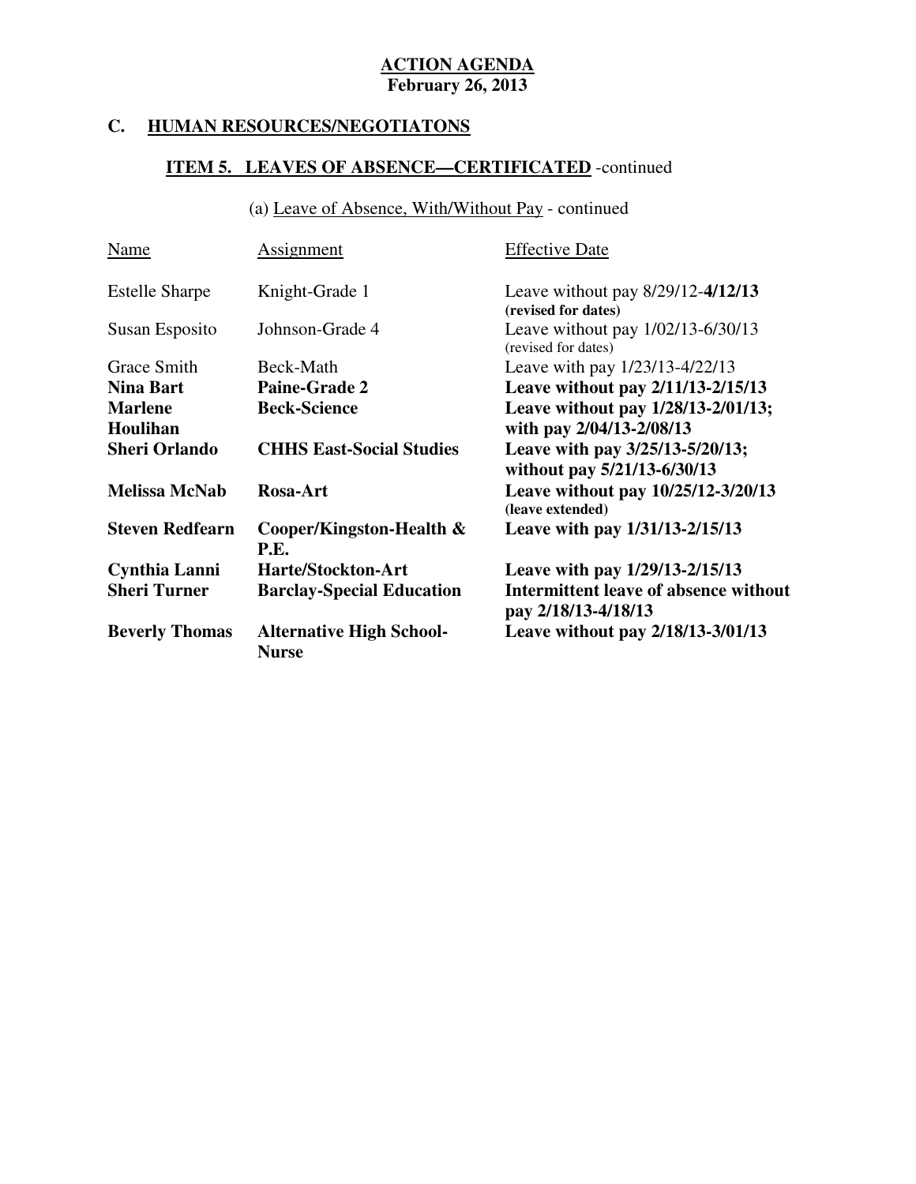**ACTION AGENDA**
**February 26, 2013**

## C. HUMAN RESOURCES/NEGOTIATONS

### ITEM 5. LEAVES OF ABSENCE—CERTIFICATED -continued

(a) Leave of Absence, With/Without Pay - continued

| Name | Assignment | Effective Date |
|---|---|---|
| Estelle Sharpe | Knight-Grade 1 | Leave without pay 8/29/12-**4/12/13** **(revised for dates)** |
| Susan Esposito | Johnson-Grade 4 | Leave without pay 1/02/13-6/30/13 (revised for dates) |
| Grace Smith | Beck-Math | Leave with pay 1/23/13-4/22/13 |
| **Nina Bart** | **Paine-Grade 2** | **Leave without pay 2/11/13-2/15/13** |
| **Marlene Houlihan** | **Beck-Science** | **Leave without pay 1/28/13-2/01/13; with pay 2/04/13-2/08/13** |
| **Sheri Orlando** | **CHHS East-Social Studies** | **Leave with pay 3/25/13-5/20/13; without pay 5/21/13-6/30/13** |
| **Melissa McNab** | **Rosa-Art** | **Leave without pay 10/25/12-3/20/13 (leave extended)** |
| **Steven Redfearn** | **Cooper/Kingston-Health & P.E.** | **Leave with pay 1/31/13-2/15/13** |
| **Cynthia Lanni** | **Harte/Stockton-Art** | **Leave with pay 1/29/13-2/15/13** |
| **Sheri Turner** | **Barclay-Special Education** | **Intermittent leave of absence without pay 2/18/13-4/18/13** |
| **Beverly Thomas** | **Alternative High School-Nurse** | **Leave without pay 2/18/13-3/01/13** |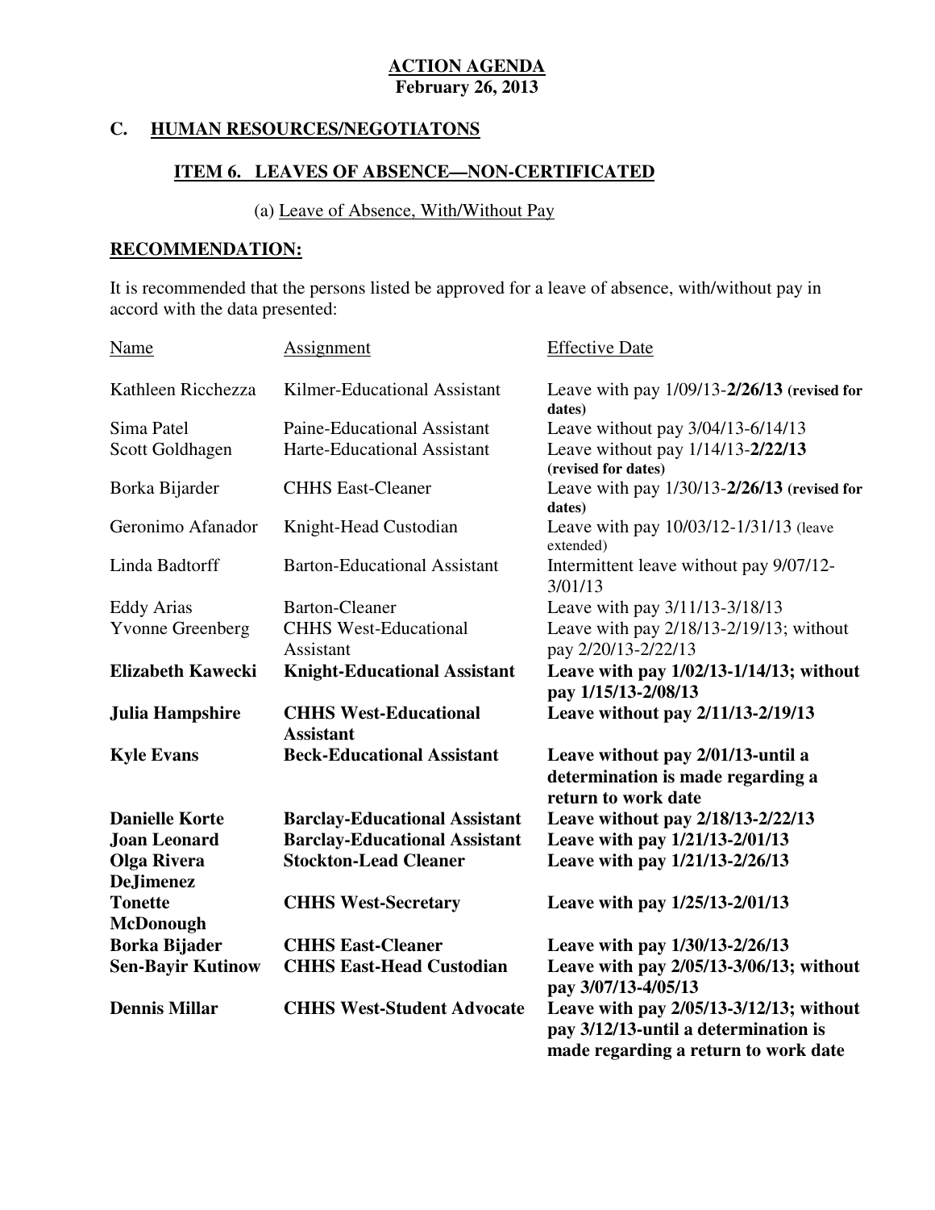**ACTION AGENDA**
**February 26, 2013**

## C. HUMAN RESOURCES/NEGOTIATONS

### ITEM 6. LEAVES OF ABSENCE—NON-CERTIFICATED

(a) Leave of Absence, With/Without Pay

**RECOMMENDATION:**

It is recommended that the persons listed be approved for a leave of absence, with/without pay in accord with the data presented:

| Name | Assignment | Effective Date |
|---|---|---|
| Kathleen Ricchezza | Kilmer-Educational Assistant | Leave with pay 1/09/13-**2/26/13 (revised for dates)** |
| Sima Patel | Paine-Educational Assistant | Leave without pay 3/04/13-6/14/13 |
| Scott Goldhagen | Harte-Educational Assistant | Leave without pay 1/14/13-**2/22/13 (revised for dates)** |
| Borka Bijarder | CHHS East-Cleaner | Leave with pay 1/30/13-**2/26/13 (revised for dates)** |
| Geronimo Afanador | Knight-Head Custodian | Leave with pay 10/03/12-1/31/13 (leave extended) |
| Linda Badtorff | Barton-Educational Assistant | Intermittent leave without pay 9/07/12-3/01/13 |
| Eddy Arias | Barton-Cleaner | Leave with pay 3/11/13-3/18/13 |
| Yvonne Greenberg | CHHS West-Educational Assistant | Leave with pay 2/18/13-2/19/13; without pay 2/20/13-2/22/13 |
| **Elizabeth Kawecki** | **Knight-Educational Assistant** | **Leave with pay 1/02/13-1/14/13; without pay 1/15/13-2/08/13** |
| **Julia Hampshire** | **CHHS West-Educational Assistant** | **Leave without pay 2/11/13-2/19/13** |
| **Kyle Evans** | **Beck-Educational Assistant** | **Leave without pay 2/01/13-until a determination is made regarding a return to work date** |
| **Danielle Korte** | **Barclay-Educational Assistant** | **Leave without pay 2/18/13-2/22/13** |
| **Joan Leonard** | **Barclay-Educational Assistant** | **Leave with pay 1/21/13-2/01/13** |
| **Olga Rivera DeJimenez** | **Stockton-Lead Cleaner** | **Leave with pay 1/21/13-2/26/13** |
| **Tonette McDonough** | **CHHS West-Secretary** | **Leave with pay 1/25/13-2/01/13** |
| **Borka Bijader** | **CHHS East-Cleaner** | **Leave with pay 1/30/13-2/26/13** |
| **Sen-Bayir Kutinow** | **CHHS East-Head Custodian** | **Leave with pay 2/05/13-3/06/13; without pay 3/07/13-4/05/13** |
| **Dennis Millar** | **CHHS West-Student Advocate** | **Leave with pay 2/05/13-3/12/13; without pay 3/12/13-until a determination is made regarding a return to work date** |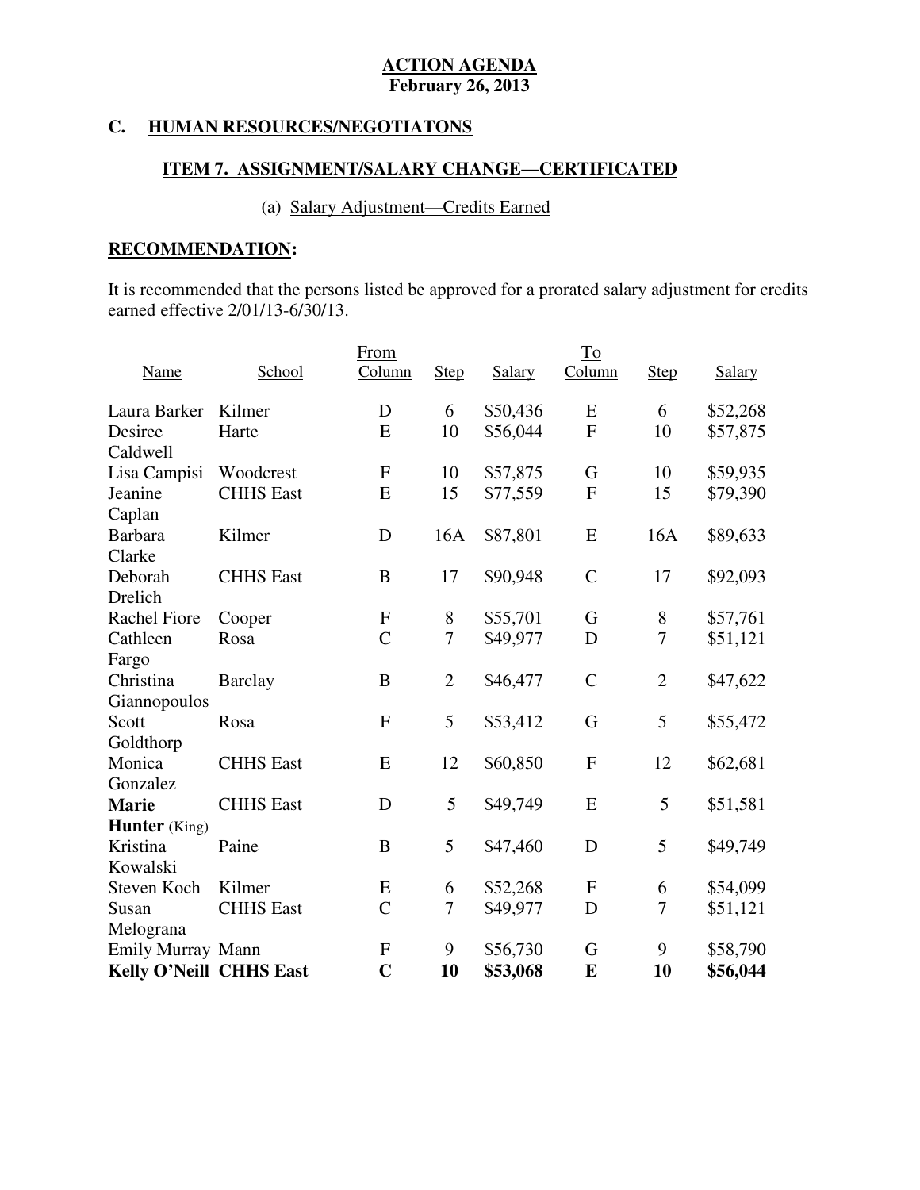**ACTION AGENDA**
**February 26, 2013**

## C. HUMAN RESOURCES/NEGOTIATONS

### ITEM 7. ASSIGNMENT/SALARY CHANGE—CERTIFICATED

(a) Salary Adjustment—Credits Earned

**RECOMMENDATION:**

It is recommended that the persons listed be approved for a prorated salary adjustment for credits earned effective 2/01/13-6/30/13.

| Name | School | From Column | Step | Salary | To Column | Step | Salary |
|---|---|---|---|---|---|---|---|
| Laura Barker | Kilmer | D | 6 | $50,436 | E | 6 | $52,268 |
| Desiree Caldwell | Harte | E | 10 | $56,044 | F | 10 | $57,875 |
| Lisa Campisi | Woodcrest | F | 10 | $57,875 | G | 10 | $59,935 |
| Jeanine Caplan | CHHS East | E | 15 | $77,559 | F | 15 | $79,390 |
| Barbara Clarke | Kilmer | D | 16A | $87,801 | E | 16A | $89,633 |
| Deborah Drelich | CHHS East | B | 17 | $90,948 | C | 17 | $92,093 |
| Rachel Fiore | Cooper | F | 8 | $55,701 | G | 8 | $57,761 |
| Cathleen Fargo | Rosa | C | 7 | $49,977 | D | 7 | $51,121 |
| Christina Giannopoulos | Barclay | B | 2 | $46,477 | C | 2 | $47,622 |
| Scott Goldthorp | Rosa | F | 5 | $53,412 | G | 5 | $55,472 |
| Monica Gonzalez | CHHS East | E | 12 | $60,850 | F | 12 | $62,681 |
| **Marie Hunter** (King) | CHHS East | D | 5 | $49,749 | E | 5 | $51,581 |
| Kristina Kowalski | Paine | B | 5 | $47,460 | D | 5 | $49,749 |
| Steven Koch | Kilmer | E | 6 | $52,268 | F | 6 | $54,099 |
| Susan Melograna | CHHS East | C | 7 | $49,977 | D | 7 | $51,121 |
| Emily Murray | Mann | F | 9 | $56,730 | G | 9 | $58,790 |
| **Kelly O'Neill** | **CHHS East** | **C** | **10** | **$53,068** | **E** | **10** | **$56,044** |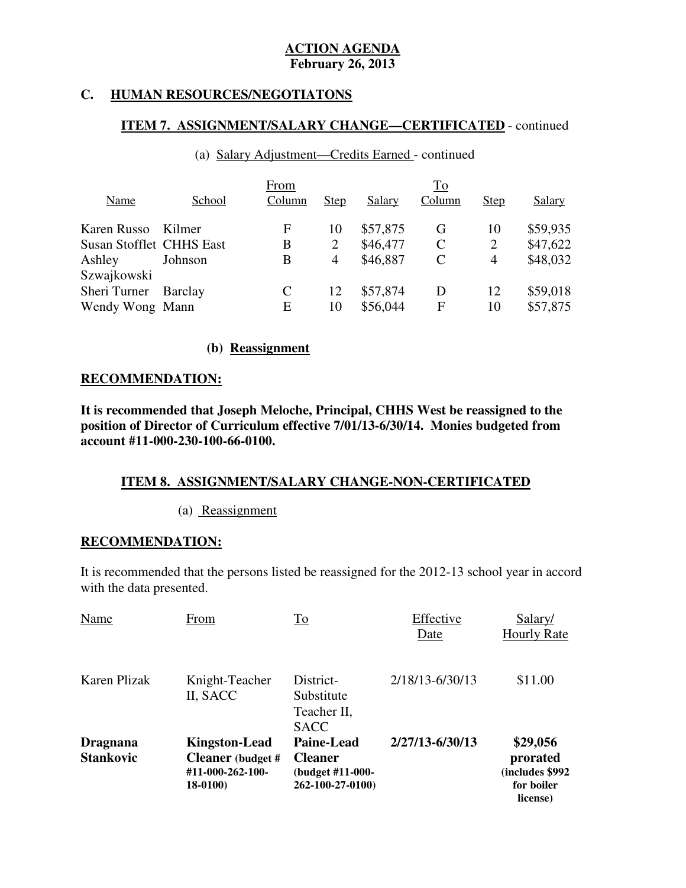**ACTION AGENDA**
**February 26, 2013**

## C. HUMAN RESOURCES/NEGOTIATONS

### ITEM 7. ASSIGNMENT/SALARY CHANGE—CERTIFICATED - continued

(a) Salary Adjustment—Credits Earned - continued

| Name | School | From Column | Step | Salary | To Column | Step | Salary |
|---|---|---|---|---|---|---|---|
| Karen Russo | Kilmer | F | 10 | $57,875 | G | 10 | $59,935 |
| Susan Stofflet | CHHS East | B | 2 | $46,477 | C | 2 | $47,622 |
| Ashley Szwajkowski | Johnson | B | 4 | $46,887 | C | 4 | $48,032 |
| Sheri Turner | Barclay | C | 12 | $57,874 | D | 12 | $59,018 |
| Wendy Wong | Mann | E | 10 | $56,044 | F | 10 | $57,875 |

**(b) Reassignment**

**RECOMMENDATION:**

**It is recommended that Joseph Meloche, Principal, CHHS West be reassigned to the position of Director of Curriculum effective 7/01/13-6/30/14. Monies budgeted from account #11-000-230-100-66-0100.**

### ITEM 8. ASSIGNMENT/SALARY CHANGE-NON-CERTIFICATED

(a) Reassignment

**RECOMMENDATION:**

It is recommended that the persons listed be reassigned for the 2012-13 school year in accord with the data presented.

| Name | From | To | Effective Date | Salary/ Hourly Rate |
|---|---|---|---|---|
| Karen Plizak | Knight-Teacher II, SACC | District-Substitute Teacher II, SACC | 2/18/13-6/30/13 | $11.00 |
| **Dragnana Stankovic** | **Kingston-Lead Cleaner (budget # #11-000-262-100-18-0100)** | **Paine-Lead Cleaner (budget #11-000-262-100-27-0100)** | **2/27/13-6/30/13** | **$29,056 prorated (includes $992 for boiler license)** |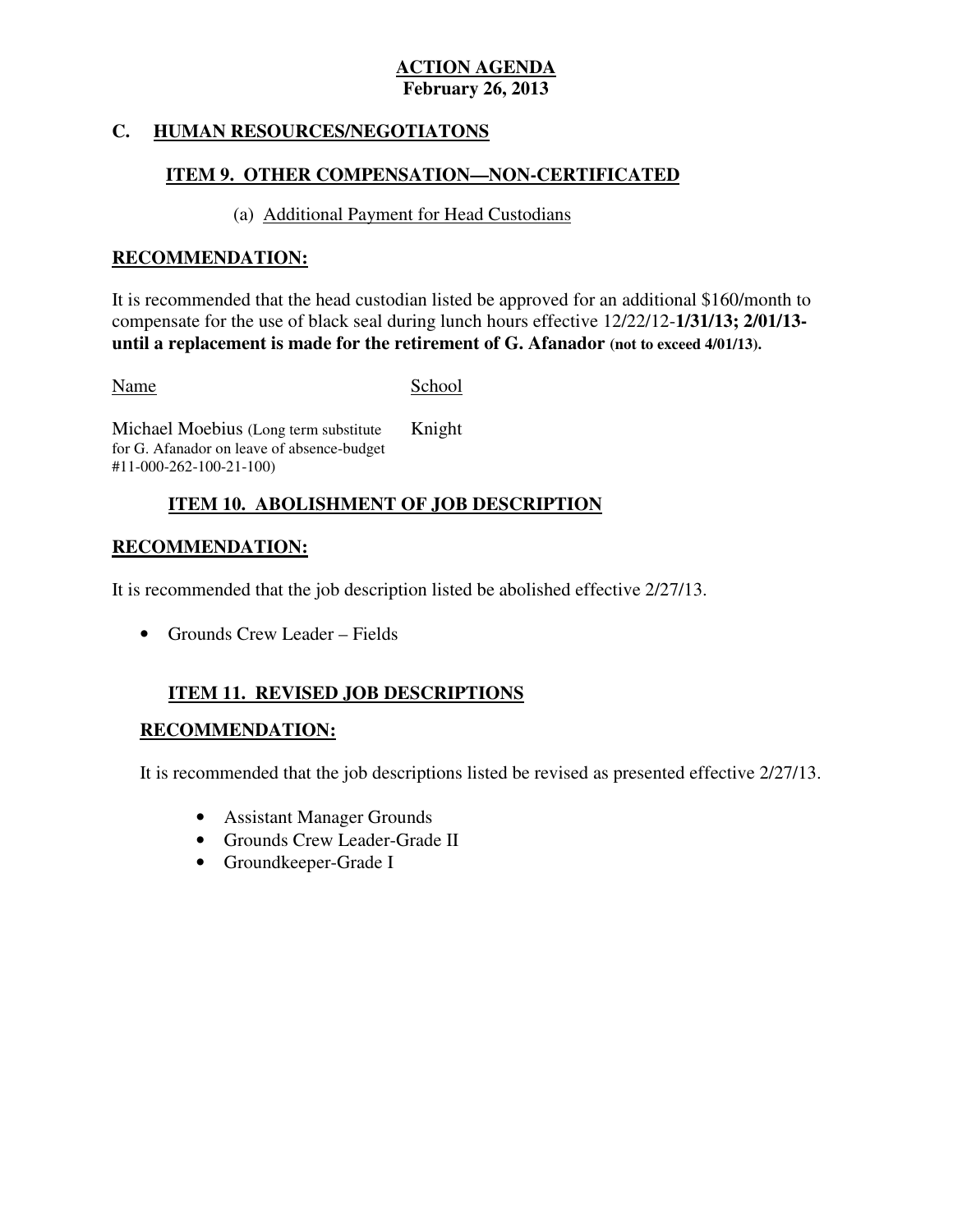**ACTION AGENDA**
**February 26, 2013**

## C. HUMAN RESOURCES/NEGOTIATONS

### ITEM 9. OTHER COMPENSATION—NON-CERTIFICATED

(a) Additional Payment for Head Custodians

**RECOMMENDATION:**

It is recommended that the head custodian listed be approved for an additional $160/month to compensate for the use of black seal during lunch hours effective 12/22/12-**1/31/13; 2/01/13-until a replacement is made for the retirement of G. Afanador (not to exceed 4/01/13).**

| Name | School |
|---|---|
| Michael Moebius (Long term substitute for G. Afanador on leave of absence-budget #11-000-262-100-21-100) | Knight |

### ITEM 10. ABOLISHMENT OF JOB DESCRIPTION

**RECOMMENDATION:**

It is recommended that the job description listed be abolished effective 2/27/13.

- Grounds Crew Leader – Fields

### ITEM 11. REVISED JOB DESCRIPTIONS

**RECOMMENDATION:**

It is recommended that the job descriptions listed be revised as presented effective 2/27/13.

- Assistant Manager Grounds
- Grounds Crew Leader-Grade II
- Groundkeeper-Grade I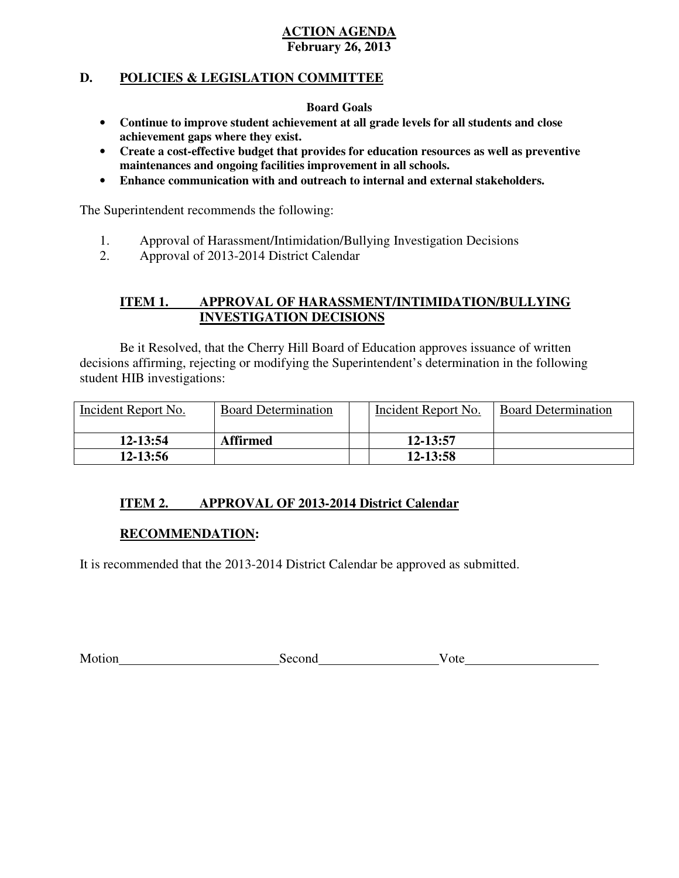**ACTION AGENDA**
**February 26, 2013**

## D. POLICIES & LEGISLATION COMMITTEE

**Board Goals**

- **Continue to improve student achievement at all grade levels for all students and close achievement gaps where they exist.**
- **Create a cost-effective budget that provides for education resources as well as preventive maintenances and ongoing facilities improvement in all schools.**
- **Enhance communication with and outreach to internal and external stakeholders.**

The Superintendent recommends the following:

1. Approval of Harassment/Intimidation/Bullying Investigation Decisions
2. Approval of 2013-2014 District Calendar

### ITEM 1. APPROVAL OF HARASSMENT/INTIMIDATION/BULLYING INVESTIGATION DECISIONS

Be it Resolved, that the Cherry Hill Board of Education approves issuance of written decisions affirming, rejecting or modifying the Superintendent's determination in the following student HIB investigations:

| Incident Report No. | Board Determination | | Incident Report No. | Board Determination |
|---|---|---|---|---|
| **12-13:54** | **Affirmed** | | **12-13:57** | |
| **12-13:56** | | | **12-13:58** | |

### ITEM 2. APPROVAL OF 2013-2014 District Calendar

**RECOMMENDATION:**

It is recommended that the 2013-2014 District Calendar be approved as submitted.

Motion________________________ Second_________________ Vote____________________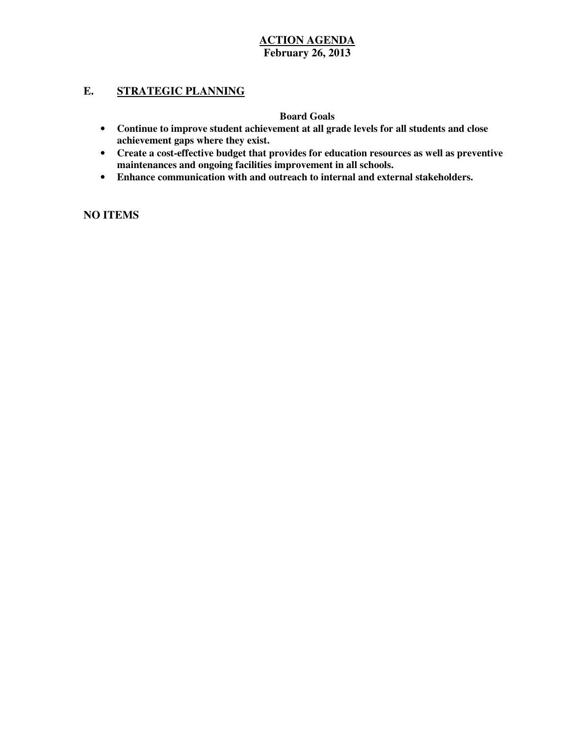**ACTION AGENDA**
**February 26, 2013**

## E. STRATEGIC PLANNING

**Board Goals**

- **Continue to improve student achievement at all grade levels for all students and close achievement gaps where they exist.**
- **Create a cost-effective budget that provides for education resources as well as preventive maintenances and ongoing facilities improvement in all schools.**
- **Enhance communication with and outreach to internal and external stakeholders.**

**NO ITEMS**